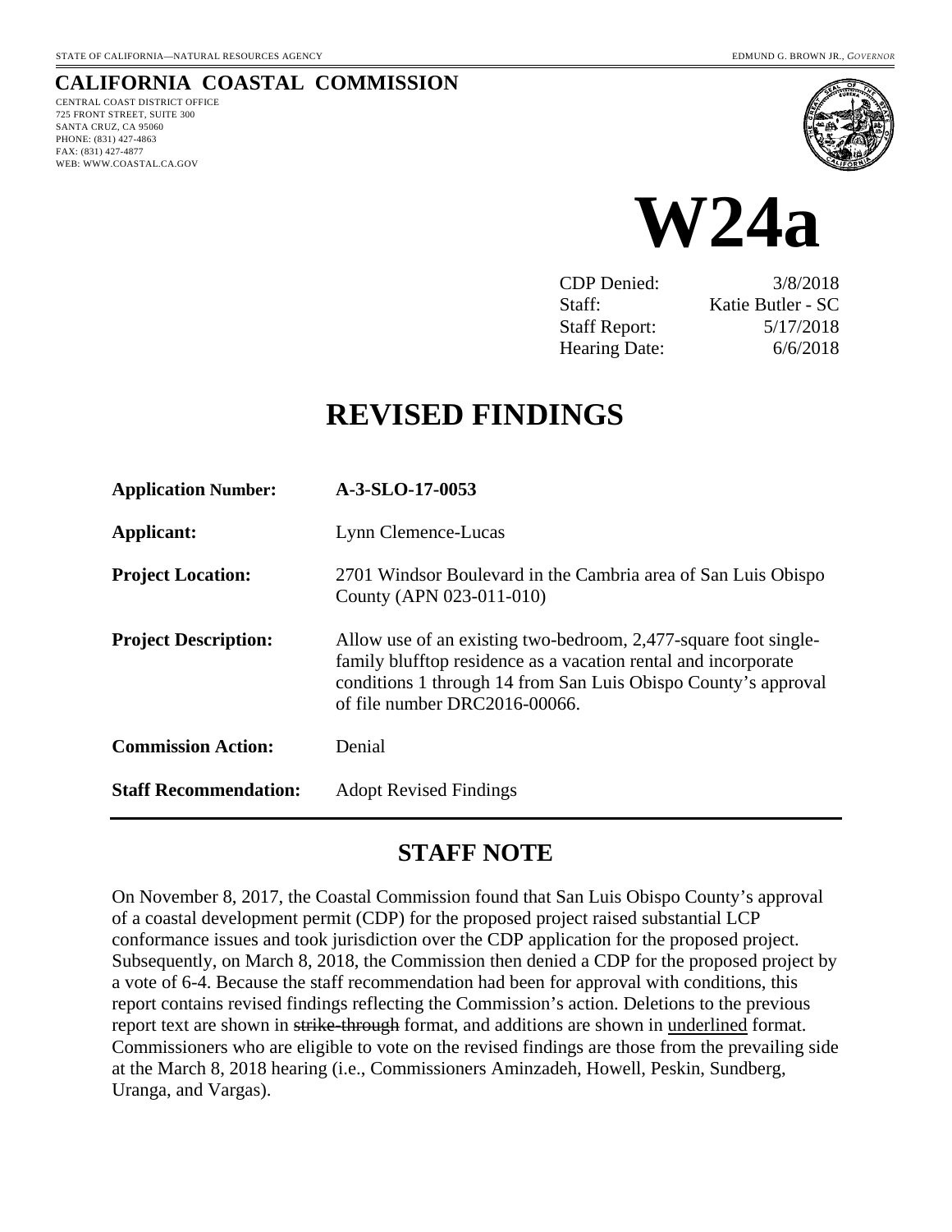STATE OF CALIFORNIA—NATURAL RESOURCES AGENCY EDMUND G. BROWN JR., *GOVERNOR*

## CALIFORNIA COASTAL COMMISSION

CENTRAL COAST DISTRICT OFFICE
725 FRONT STREET, SUITE 300
SANTA CRUZ, CA 95060
PHONE: (831) 427-4863
FAX: (831) 427-4877
WEB: WWW.COASTAL.CA.GOV

# W24a

| | |
|---|---|
| CDP Denied: | 3/8/2018 |
| Staff: | Katie Butler - SC |
| Staff Report: | 5/17/2018 |
| Hearing Date: | 6/6/2018 |

# REVISED FINDINGS

| | |
|---|---|
| **Application Number:** | **A-3-SLO-17-0053** |
| **Applicant:** | Lynn Clemence-Lucas |
| **Project Location:** | 2701 Windsor Boulevard in the Cambria area of San Luis Obispo County (APN 023-011-010) |
| **Project Description:** | Allow use of an existing two-bedroom, 2,477-square foot single-family blufftop residence as a vacation rental and incorporate conditions 1 through 14 from San Luis Obispo County's approval of file number DRC2016-00066. |
| **Commission Action:** | Denial |
| **Staff Recommendation:** | Adopt Revised Findings |

## STAFF NOTE

On November 8, 2017, the Coastal Commission found that San Luis Obispo County's approval of a coastal development permit (CDP) for the proposed project raised substantial LCP conformance issues and took jurisdiction over the CDP application for the proposed project. Subsequently, on March 8, 2018, the Commission then denied a CDP for the proposed project by a vote of 6-4. Because the staff recommendation had been for approval with conditions, this report contains revised findings reflecting the Commission's action. Deletions to the previous report text are shown in ~~strike-through~~ format, and additions are shown in <u>underlined</u> format. Commissioners who are eligible to vote on the revised findings are those from the prevailing side at the March 8, 2018 hearing (i.e., Commissioners Aminzadeh, Howell, Peskin, Sundberg, Uranga, and Vargas).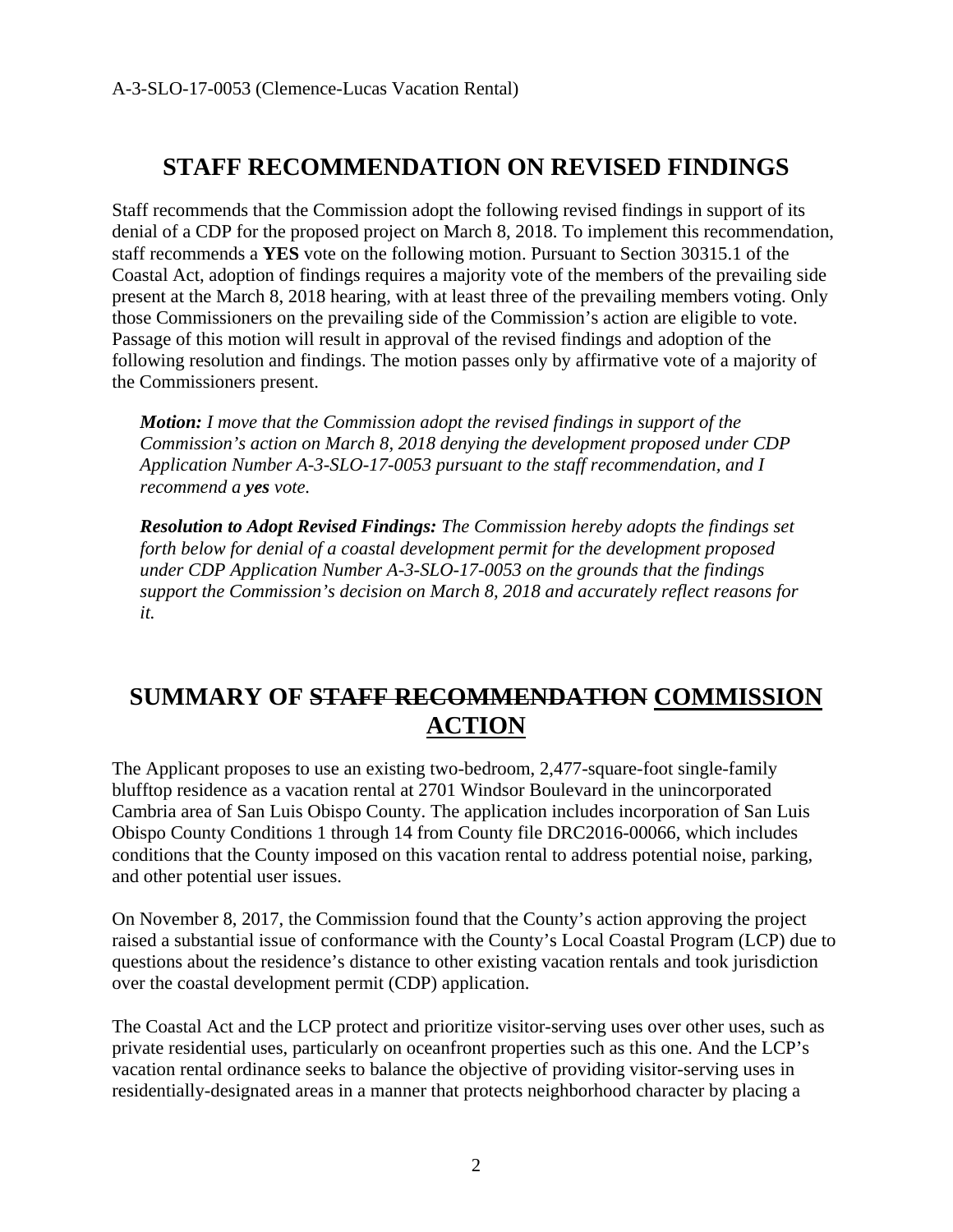# STAFF RECOMMENDATION ON REVISED FINDINGS

Staff recommends that the Commission adopt the following revised findings in support of its denial of a CDP for the proposed project on March 8, 2018. To implement this recommendation, staff recommends a **YES** vote on the following motion. Pursuant to Section 30315.1 of the Coastal Act, adoption of findings requires a majority vote of the members of the prevailing side present at the March 8, 2018 hearing, with at least three of the prevailing members voting. Only those Commissioners on the prevailing side of the Commission's action are eligible to vote. Passage of this motion will result in approval of the revised findings and adoption of the following resolution and findings. The motion passes only by affirmative vote of a majority of the Commissioners present.

> ***Motion:*** *I move that the Commission adopt the revised findings in support of the Commission's action on March 8, 2018 denying the development proposed under CDP Application Number A-3-SLO-17-0053 pursuant to the staff recommendation, and I recommend a* ***yes*** *vote.*

> ***Resolution to Adopt Revised Findings:*** *The Commission hereby adopts the findings set forth below for denial of a coastal development permit for the development proposed under CDP Application Number A-3-SLO-17-0053 on the grounds that the findings support the Commission's decision on March 8, 2018 and accurately reflect reasons for it.*

# SUMMARY OF ~~STAFF RECOMMENDATION~~ <u>COMMISSION ACTION</u>

The Applicant proposes to use an existing two-bedroom, 2,477-square-foot single-family blufftop residence as a vacation rental at 2701 Windsor Boulevard in the unincorporated Cambria area of San Luis Obispo County. The application includes incorporation of San Luis Obispo County Conditions 1 through 14 from County file DRC2016-00066, which includes conditions that the County imposed on this vacation rental to address potential noise, parking, and other potential user issues.

On November 8, 2017, the Commission found that the County's action approving the project raised a substantial issue of conformance with the County's Local Coastal Program (LCP) due to questions about the residence's distance to other existing vacation rentals and took jurisdiction over the coastal development permit (CDP) application.

The Coastal Act and the LCP protect and prioritize visitor-serving uses over other uses, such as private residential uses, particularly on oceanfront properties such as this one. And the LCP's vacation rental ordinance seeks to balance the objective of providing visitor-serving uses in residentially-designated areas in a manner that protects neighborhood character by placing a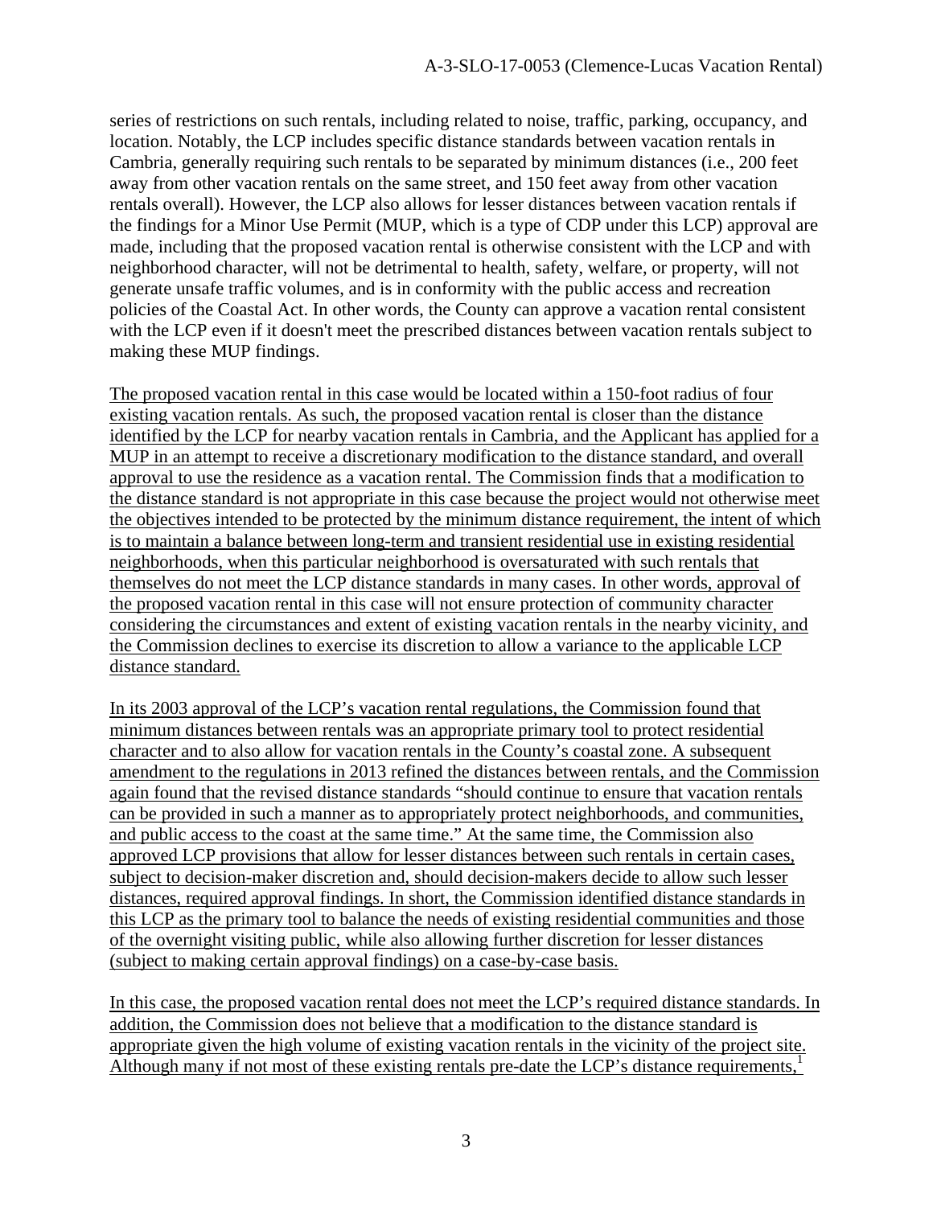series of restrictions on such rentals, including related to noise, traffic, parking, occupancy, and location. Notably, the LCP includes specific distance standards between vacation rentals in Cambria, generally requiring such rentals to be separated by minimum distances (i.e., 200 feet away from other vacation rentals on the same street, and 150 feet away from other vacation rentals overall). However, the LCP also allows for lesser distances between vacation rentals if the findings for a Minor Use Permit (MUP, which is a type of CDP under this LCP) approval are made, including that the proposed vacation rental is otherwise consistent with the LCP and with neighborhood character, will not be detrimental to health, safety, welfare, or property, will not generate unsafe traffic volumes, and is in conformity with the public access and recreation policies of the Coastal Act. In other words, the County can approve a vacation rental consistent with the LCP even if it doesn't meet the prescribed distances between vacation rentals subject to making these MUP findings.

<u>The proposed vacation rental in this case would be located within a 150-foot radius of four existing vacation rentals. As such, the proposed vacation rental is closer than the distance identified by the LCP for nearby vacation rentals in Cambria, and the Applicant has applied for a MUP in an attempt to receive a discretionary modification to the distance standard, and overall approval to use the residence as a vacation rental. The Commission finds that a modification to the distance standard is not appropriate in this case because the project would not otherwise meet the objectives intended to be protected by the minimum distance requirement, the intent of which is to maintain a balance between long-term and transient residential use in existing residential neighborhoods, when this particular neighborhood is oversaturated with such rentals that themselves do not meet the LCP distance standards in many cases. In other words, approval of the proposed vacation rental in this case will not ensure protection of community character considering the circumstances and extent of existing vacation rentals in the nearby vicinity, and the Commission declines to exercise its discretion to allow a variance to the applicable LCP distance standard.</u>

<u>In its 2003 approval of the LCP's vacation rental regulations, the Commission found that minimum distances between rentals was an appropriate primary tool to protect residential character and to also allow for vacation rentals in the County's coastal zone. A subsequent amendment to the regulations in 2013 refined the distances between rentals, and the Commission again found that the revised distance standards "should continue to ensure that vacation rentals can be provided in such a manner as to appropriately protect neighborhoods, and communities, and public access to the coast at the same time." At the same time, the Commission also approved LCP provisions that allow for lesser distances between such rentals in certain cases, subject to decision-maker discretion and, should decision-makers decide to allow such lesser distances, required approval findings. In short, the Commission identified distance standards in this LCP as the primary tool to balance the needs of existing residential communities and those of the overnight visiting public, while also allowing further discretion for lesser distances (subject to making certain approval findings) on a case-by-case basis.</u>

<u>In this case, the proposed vacation rental does not meet the LCP's required distance standards. In addition, the Commission does not believe that a modification to the distance standard is appropriate given the high volume of existing vacation rentals in the vicinity of the project site. Although many if not most of these existing rentals pre-date the LCP's distance requirements,[1]</u>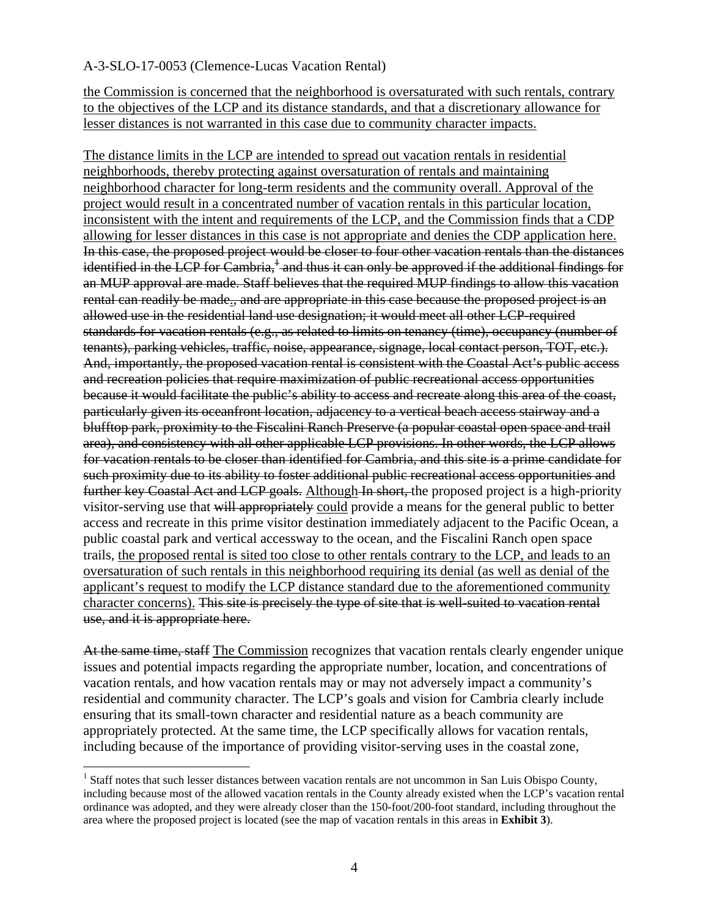<u>the Commission is concerned that the neighborhood is oversaturated with such rentals, contrary to the objectives of the LCP and its distance standards, and that a discretionary allowance for lesser distances is not warranted in this case due to community character impacts.</u>

<u>The distance limits in the LCP are intended to spread out vacation rentals in residential neighborhoods, thereby protecting against oversaturation of rentals and maintaining neighborhood character for long-term residents and the community overall. Approval of the project would result in a concentrated number of vacation rentals in this particular location, inconsistent with the intent and requirements of the LCP, and the Commission finds that a CDP allowing for lesser distances in this case is not appropriate and denies the CDP application here.</u> ~~In this case, the proposed project would be closer to four other vacation rentals than the distances identified in the LCP for Cambria,[1] and thus it can only be approved if the additional findings for an MUP approval are made. Staff believes that the required MUP findings to allow this vacation rental can readily be made~~<u>.</u>~~, and are appropriate in this case because the proposed project is an allowed use in the residential land use designation; it would meet all other LCP-required standards for vacation rentals (e.g., as related to limits on tenancy (time), occupancy (number of tenants), parking vehicles, traffic, noise, appearance, signage, local contact person, TOT, etc.). And, importantly, the proposed vacation rental is consistent with the Coastal Act's public access and recreation policies that require maximization of public recreational access opportunities because it would facilitate the public's ability to access and recreate along this area of the coast, particularly given its oceanfront location, adjacency to a vertical beach access stairway and a blufftop park, proximity to the Fiscalini Ranch Preserve (a popular coastal open space and trail area), and consistency with all other applicable LCP provisions. In other words, the LCP allows for vacation rentals to be closer than identified for Cambria, and this site is a prime candidate for such proximity due to its ability to foster additional public recreational access opportunities and further key Coastal Act and LCP goals.~~ <u>Although</u> ~~In short,~~ the proposed project is a high-priority visitor-serving use that ~~will appropriately~~ <u>could</u> provide a means for the general public to better access and recreate in this prime visitor destination immediately adjacent to the Pacific Ocean, a public coastal park and vertical accessway to the ocean, and the Fiscalini Ranch open space trails, <u>the proposed rental is sited too close to other rentals contrary to the LCP, and leads to an oversaturation of such rentals in this neighborhood requiring its denial (as well as denial of the applicant's request to modify the LCP distance standard due to the aforementioned community character concerns).</u> ~~This site is precisely the type of site that is well-suited to vacation rental use, and it is appropriate here.~~

~~At the same time, staff~~ <u>The Commission</u> recognizes that vacation rentals clearly engender unique issues and potential impacts regarding the appropriate number, location, and concentrations of vacation rentals, and how vacation rentals may or may not adversely impact a community's residential and community character. The LCP's goals and vision for Cambria clearly include ensuring that its small-town character and residential nature as a beach community are appropriately protected. At the same time, the LCP specifically allows for vacation rentals, including because of the importance of providing visitor-serving uses in the coastal zone,

---

[1] Staff notes that such lesser distances between vacation rentals are not uncommon in San Luis Obispo County, including because most of the allowed vacation rentals in the County already existed when the LCP's vacation rental ordinance was adopted, and they were already closer than the 150-foot/200-foot standard, including throughout the area where the proposed project is located (see the map of vacation rentals in this areas in **Exhibit 3**).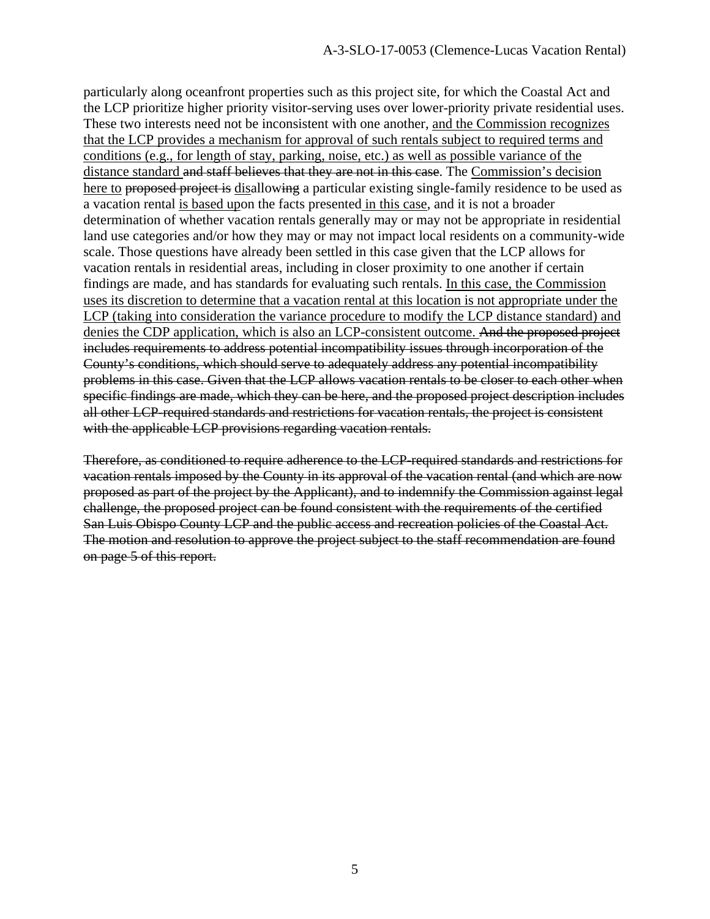particularly along oceanfront properties such as this project site, for which the Coastal Act and the LCP prioritize higher priority visitor-serving uses over lower-priority private residential uses. These two interests need not be inconsistent with one another, <u>and the Commission recognizes that the LCP provides a mechanism for approval of such rentals subject to required terms and conditions (e.g., for length of stay, parking, noise, etc.) as well as possible variance of the distance standard</u> ~~and staff believes that they are not in this case~~. The <u>Commission's decision here to</u> ~~proposed project is~~ <u>dis</u>allow~~ing~~ a particular existing single-family residence to be used as a vacation rental <u>is based up</u>on the facts presented <u>in this case</u>, and it is not a broader determination of whether vacation rentals generally may or may not be appropriate in residential land use categories and/or how they may or may not impact local residents on a community-wide scale. Those questions have already been settled in this case given that the LCP allows for vacation rentals in residential areas, including in closer proximity to one another if certain findings are made, and has standards for evaluating such rentals. <u>In this case, the Commission uses its discretion to determine that a vacation rental at this location is not appropriate under the LCP (taking into consideration the variance procedure to modify the LCP distance standard) and denies the CDP application, which is also an LCP-consistent outcome.</u> ~~And the proposed project includes requirements to address potential incompatibility issues through incorporation of the County's conditions, which should serve to adequately address any potential incompatibility problems in this case. Given that the LCP allows vacation rentals to be closer to each other when specific findings are made, which they can be here, and the proposed project description includes all other LCP-required standards and restrictions for vacation rentals, the project is consistent with the applicable LCP provisions regarding vacation rentals.~~

~~Therefore, as conditioned to require adherence to the LCP-required standards and restrictions for vacation rentals imposed by the County in its approval of the vacation rental (and which are now proposed as part of the project by the Applicant), and to indemnify the Commission against legal challenge, the proposed project can be found consistent with the requirements of the certified San Luis Obispo County LCP and the public access and recreation policies of the Coastal Act. The motion and resolution to approve the project subject to the staff recommendation are found on page 5 of this report.~~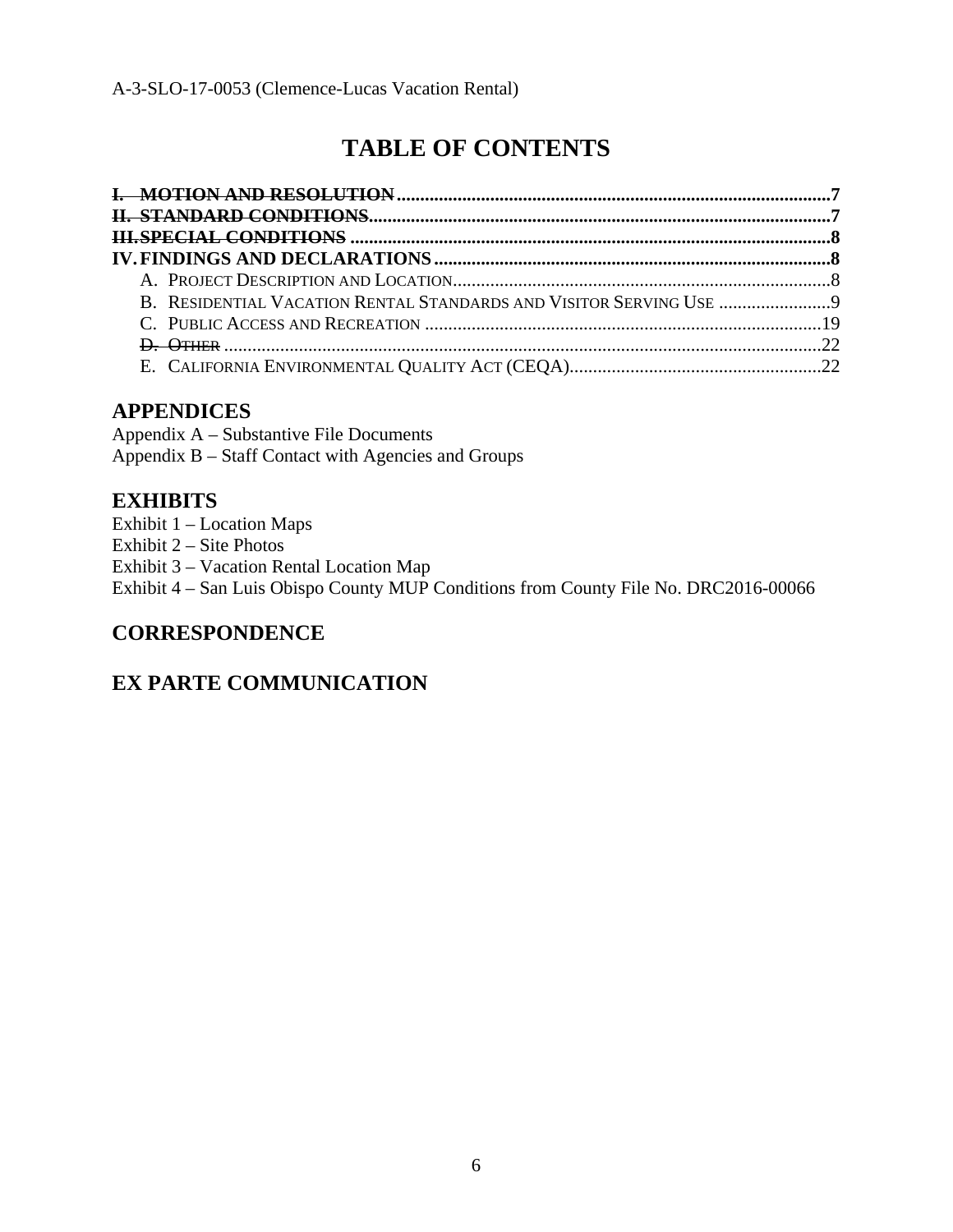# TABLE OF CONTENTS

~~I. MOTION AND RESOLUTION~~ ........................................................................................7
~~II. STANDARD CONDITIONS~~ ...........................................................................................7
~~III. SPECIAL CONDITIONS~~ ..............................................................................................8
**IV. FINDINGS AND DECLARATIONS** ..............................................................................8
- A. PROJECT DESCRIPTION AND LOCATION ................................................................8
- B. RESIDENTIAL VACATION RENTAL STANDARDS AND VISITOR SERVING USE .................9
- C. PUBLIC ACCESS AND RECREATION .......................................................................19
- ~~D. OTHER~~ ...............................................................................................................22
- E. CALIFORNIA ENVIRONMENTAL QUALITY ACT (CEQA) ...........................................22

## APPENDICES

Appendix A – Substantive File Documents
Appendix B – Staff Contact with Agencies and Groups

## EXHIBITS

Exhibit 1 – Location Maps
Exhibit 2 – Site Photos
Exhibit 3 – Vacation Rental Location Map
Exhibit 4 – San Luis Obispo County MUP Conditions from County File No. DRC2016-00066

## CORRESPONDENCE

## EX PARTE COMMUNICATION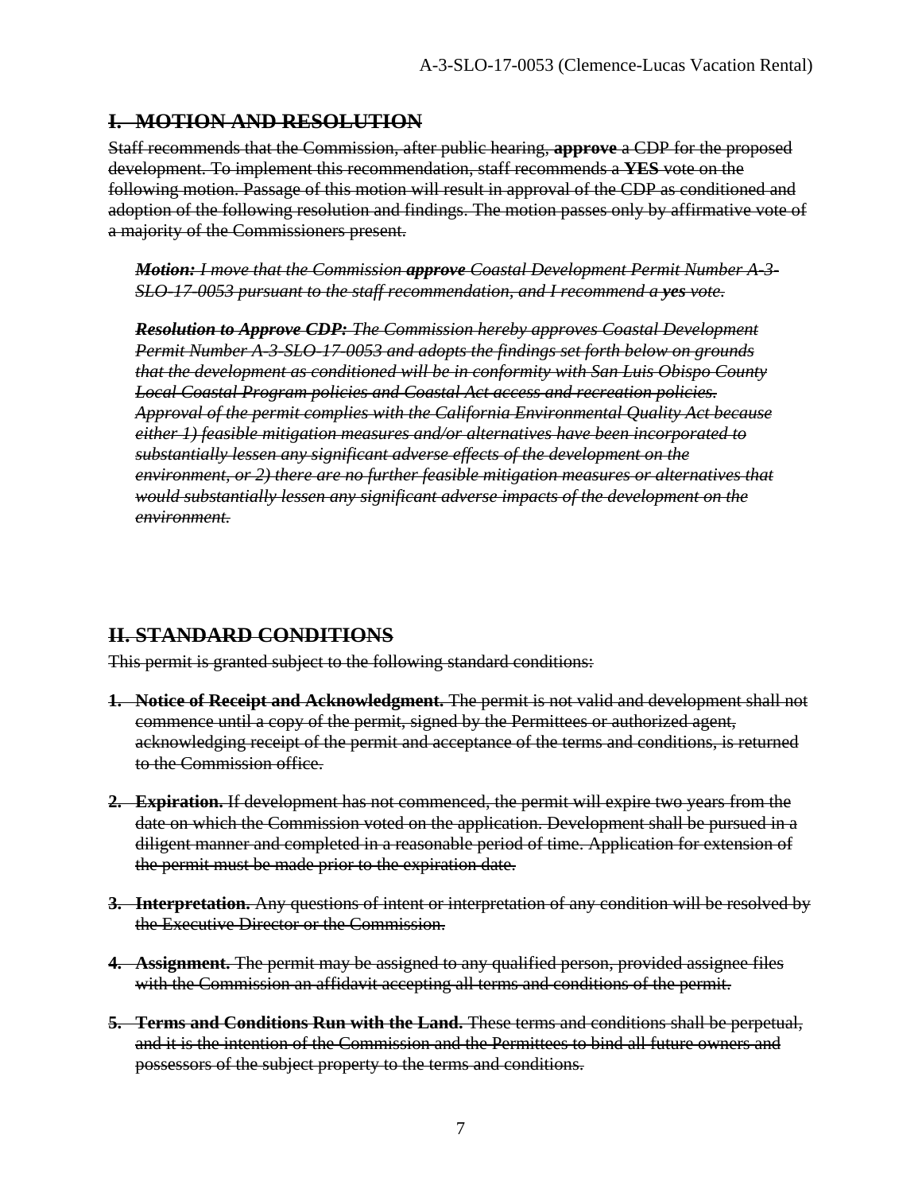## ~~I. MOTION AND RESOLUTION~~

~~Staff recommends that the Commission, after public hearing, **approve** a CDP for the proposed development. To implement this recommendation, staff recommends a **YES** vote on the following motion. Passage of this motion will result in approval of the CDP as conditioned and adoption of the following resolution and findings. The motion passes only by affirmative vote of a majority of the Commissioners present.~~

> ~~***Motion:*** *I move that the Commission* ***approve*** *Coastal Development Permit Number A-3-SLO-17-0053 pursuant to the staff recommendation, and I recommend a* ***yes*** *vote.*~~
>
> ~~***Resolution to Approve CDP:*** *The Commission hereby approves Coastal Development Permit Number A-3-SLO-17-0053 and adopts the findings set forth below on grounds that the development as conditioned will be in conformity with San Luis Obispo County Local Coastal Program policies and Coastal Act access and recreation policies. Approval of the permit complies with the California Environmental Quality Act because either 1) feasible mitigation measures and/or alternatives have been incorporated to substantially lessen any significant adverse effects of the development on the environment, or 2) there are no further feasible mitigation measures or alternatives that would substantially lessen any significant adverse impacts of the development on the environment.*~~

## ~~II. STANDARD CONDITIONS~~

~~This permit is granted subject to the following standard conditions:~~

1. ~~**Notice of Receipt and Acknowledgment.** The permit is not valid and development shall not commence until a copy of the permit, signed by the Permittees or authorized agent, acknowledging receipt of the permit and acceptance of the terms and conditions, is returned to the Commission office.~~

2. ~~**Expiration.** If development has not commenced, the permit will expire two years from the date on which the Commission voted on the application. Development shall be pursued in a diligent manner and completed in a reasonable period of time. Application for extension of the permit must be made prior to the expiration date.~~

3. ~~**Interpretation.** Any questions of intent or interpretation of any condition will be resolved by the Executive Director or the Commission.~~

4. ~~**Assignment.** The permit may be assigned to any qualified person, provided assignee files with the Commission an affidavit accepting all terms and conditions of the permit.~~

5. ~~**Terms and Conditions Run with the Land.** These terms and conditions shall be perpetual, and it is the intention of the Commission and the Permittees to bind all future owners and possessors of the subject property to the terms and conditions.~~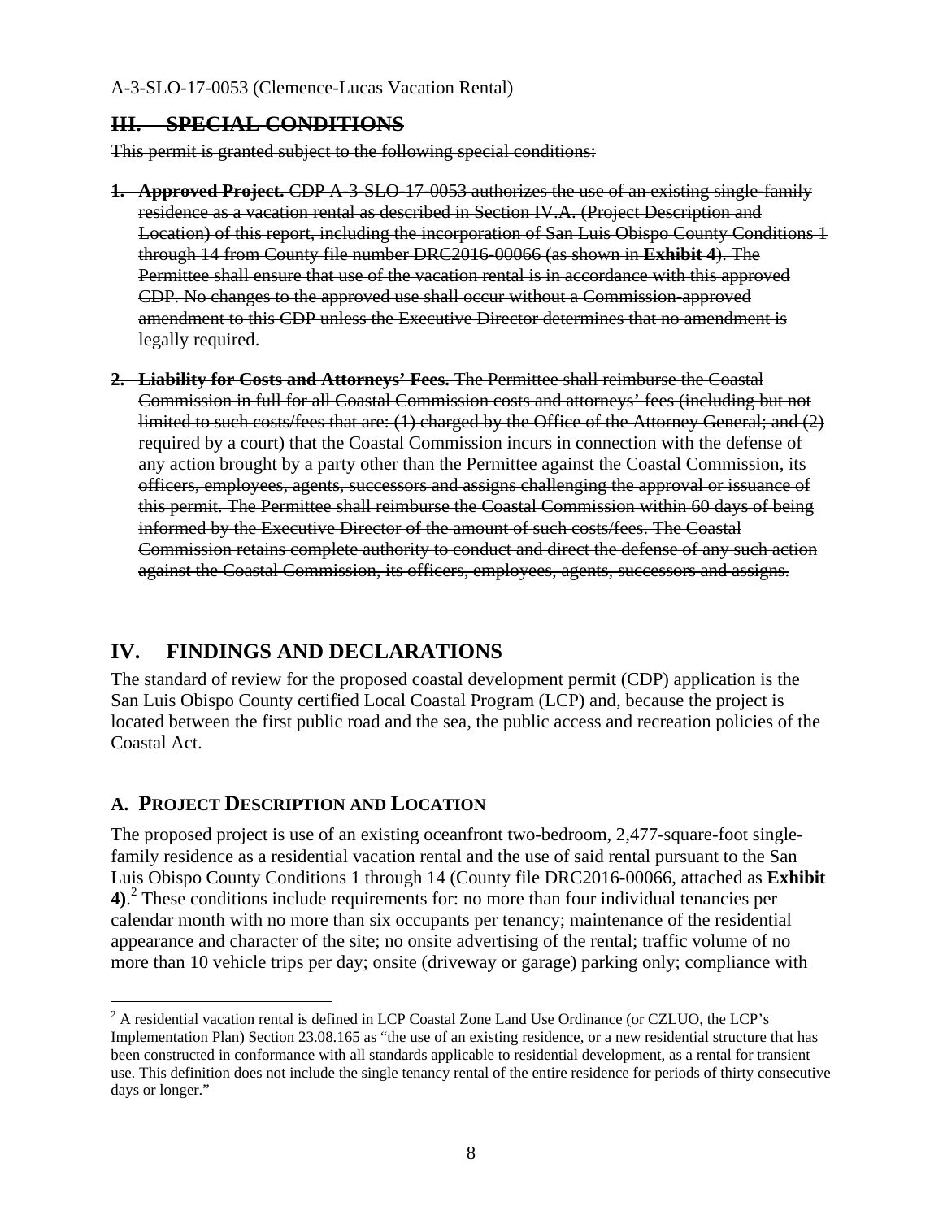## ~~III. SPECIAL CONDITIONS~~

~~This permit is granted subject to the following special conditions:~~

1. ~~**Approved Project.** CDP A-3-SLO-17-0053 authorizes the use of an existing single-family residence as a vacation rental as described in Section IV.A. (Project Description and Location) of this report, including the incorporation of San Luis Obispo County Conditions 1 through 14 from County file number DRC2016-00066 (as shown in **Exhibit 4**). The Permittee shall ensure that use of the vacation rental is in accordance with this approved CDP. No changes to the approved use shall occur without a Commission-approved amendment to this CDP unless the Executive Director determines that no amendment is legally required.~~

2. ~~**Liability for Costs and Attorneys' Fees.** The Permittee shall reimburse the Coastal Commission in full for all Coastal Commission costs and attorneys' fees (including but not limited to such costs/fees that are: (1) charged by the Office of the Attorney General; and (2) required by a court) that the Coastal Commission incurs in connection with the defense of any action brought by a party other than the Permittee against the Coastal Commission, its officers, employees, agents, successors and assigns challenging the approval or issuance of this permit. The Permittee shall reimburse the Coastal Commission within 60 days of being informed by the Executive Director of the amount of such costs/fees. The Coastal Commission retains complete authority to conduct and direct the defense of any such action against the Coastal Commission, its officers, employees, agents, successors and assigns.~~

## IV. FINDINGS AND DECLARATIONS

The standard of review for the proposed coastal development permit (CDP) application is the San Luis Obispo County certified Local Coastal Program (LCP) and, because the project is located between the first public road and the sea, the public access and recreation policies of the Coastal Act.

### A. PROJECT DESCRIPTION AND LOCATION

The proposed project is use of an existing oceanfront two-bedroom, 2,477-square-foot single-family residence as a residential vacation rental and the use of said rental pursuant to the San Luis Obispo County Conditions 1 through 14 (County file DRC2016-00066, attached as **Exhibit 4)**.[2] These conditions include requirements for: no more than four individual tenancies per calendar month with no more than six occupants per tenancy; maintenance of the residential appearance and character of the site; no onsite advertising of the rental; traffic volume of no more than 10 vehicle trips per day; onsite (driveway or garage) parking only; compliance with

---

[2] A residential vacation rental is defined in LCP Coastal Zone Land Use Ordinance (or CZLUO, the LCP's Implementation Plan) Section 23.08.165 as "the use of an existing residence, or a new residential structure that has been constructed in conformance with all standards applicable to residential development, as a rental for transient use. This definition does not include the single tenancy rental of the entire residence for periods of thirty consecutive days or longer."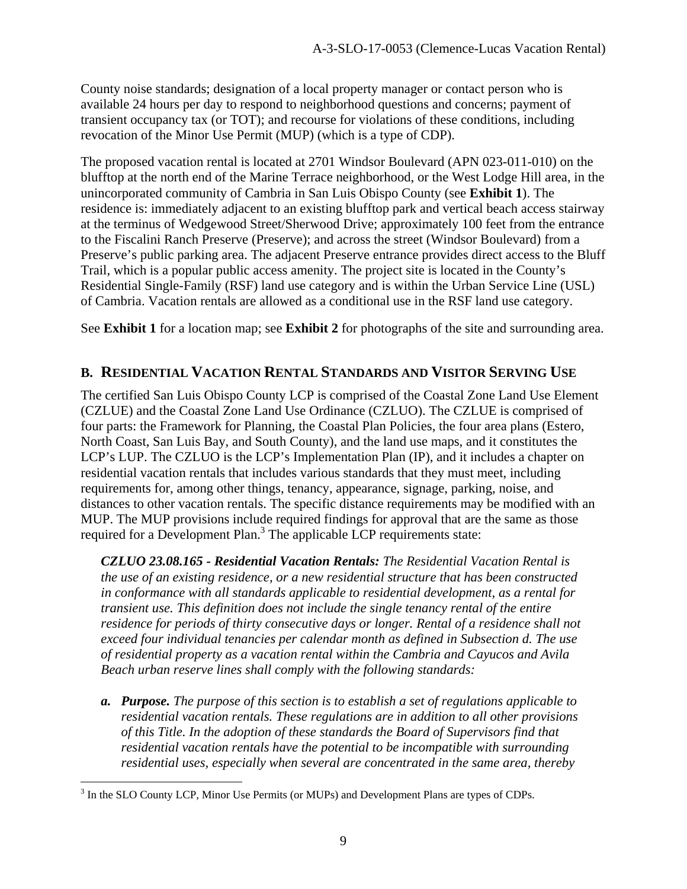County noise standards; designation of a local property manager or contact person who is available 24 hours per day to respond to neighborhood questions and concerns; payment of transient occupancy tax (or TOT); and recourse for violations of these conditions, including revocation of the Minor Use Permit (MUP) (which is a type of CDP).

The proposed vacation rental is located at 2701 Windsor Boulevard (APN 023-011-010) on the blufftop at the north end of the Marine Terrace neighborhood, or the West Lodge Hill area, in the unincorporated community of Cambria in San Luis Obispo County (see **Exhibit 1**). The residence is: immediately adjacent to an existing blufftop park and vertical beach access stairway at the terminus of Wedgewood Street/Sherwood Drive; approximately 100 feet from the entrance to the Fiscalini Ranch Preserve (Preserve); and across the street (Windsor Boulevard) from a Preserve's public parking area. The adjacent Preserve entrance provides direct access to the Bluff Trail, which is a popular public access amenity. The project site is located in the County's Residential Single-Family (RSF) land use category and is within the Urban Service Line (USL) of Cambria. Vacation rentals are allowed as a conditional use in the RSF land use category.

See **Exhibit 1** for a location map; see **Exhibit 2** for photographs of the site and surrounding area.

## B. RESIDENTIAL VACATION RENTAL STANDARDS AND VISITOR SERVING USE

The certified San Luis Obispo County LCP is comprised of the Coastal Zone Land Use Element (CZLUE) and the Coastal Zone Land Use Ordinance (CZLUO). The CZLUE is comprised of four parts: the Framework for Planning, the Coastal Plan Policies, the four area plans (Estero, North Coast, San Luis Bay, and South County), and the land use maps, and it constitutes the LCP's LUP. The CZLUO is the LCP's Implementation Plan (IP), and it includes a chapter on residential vacation rentals that includes various standards that they must meet, including requirements for, among other things, tenancy, appearance, signage, parking, noise, and distances to other vacation rentals. The specific distance requirements may be modified with an MUP. The MUP provisions include required findings for approval that are the same as those required for a Development Plan.[3] The applicable LCP requirements state:

> ***CZLUO 23.08.165 - Residential Vacation Rentals:*** *The Residential Vacation Rental is the use of an existing residence, or a new residential structure that has been constructed in conformance with all standards applicable to residential development, as a rental for transient use. This definition does not include the single tenancy rental of the entire residence for periods of thirty consecutive days or longer. Rental of a residence shall not exceed four individual tenancies per calendar month as defined in Subsection d. The use of residential property as a vacation rental within the Cambria and Cayucos and Avila Beach urban reserve lines shall comply with the following standards:*
>
> ***a. Purpose.*** *The purpose of this section is to establish a set of regulations applicable to residential vacation rentals. These regulations are in addition to all other provisions of this Title. In the adoption of these standards the Board of Supervisors find that residential vacation rentals have the potential to be incompatible with surrounding residential uses, especially when several are concentrated in the same area, thereby*

---

[3] In the SLO County LCP, Minor Use Permits (or MUPs) and Development Plans are types of CDPs.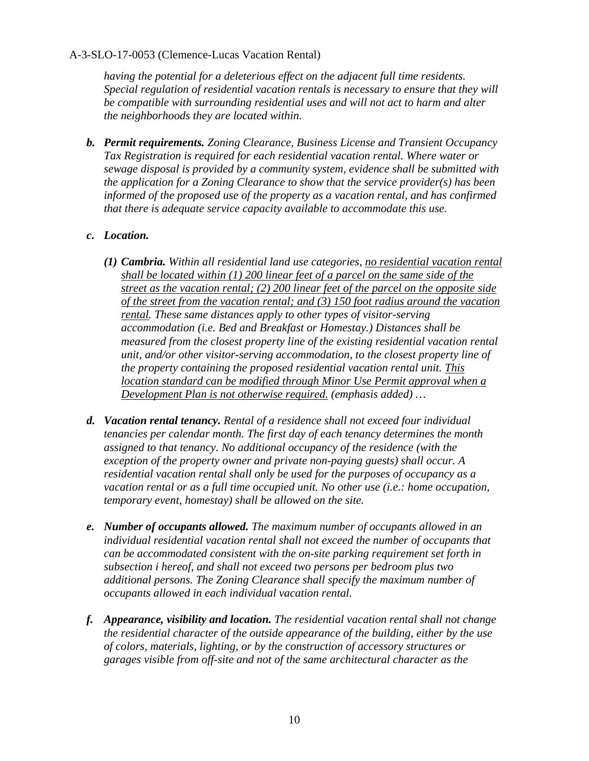*having the potential for a deleterious effect on the adjacent full time residents. Special regulation of residential vacation rentals is necessary to ensure that they will be compatible with surrounding residential uses and will not act to harm and alter the neighborhoods they are located within.*

***b. Permit requirements.*** *Zoning Clearance, Business License and Transient Occupancy Tax Registration is required for each residential vacation rental. Where water or sewage disposal is provided by a community system, evidence shall be submitted with the application for a Zoning Clearance to show that the service provider(s) has been informed of the proposed use of the property as a vacation rental, and has confirmed that there is adequate service capacity available to accommodate this use.*

***c. Location.***

***(1) Cambria.*** *Within all residential land use categories, <u>no residential vacation rental shall be located within (1) 200 linear feet of a parcel on the same side of the street as the vacation rental; (2) 200 linear feet of the parcel on the opposite side of the street from the vacation rental; and (3) 150 foot radius around the vacation rental</u>. These same distances apply to other types of visitor-serving accommodation (i.e. Bed and Breakfast or Homestay.) Distances shall be measured from the closest property line of the existing residential vacation rental unit, and/or other visitor-serving accommodation, to the closest property line of the property containing the proposed residential vacation rental unit. <u>This location standard can be modified through Minor Use Permit approval when a Development Plan is not otherwise required.</u> (emphasis added) …*

***d. Vacation rental tenancy.*** *Rental of a residence shall not exceed four individual tenancies per calendar month. The first day of each tenancy determines the month assigned to that tenancy. No additional occupancy of the residence (with the exception of the property owner and private non-paying guests) shall occur. A residential vacation rental shall only be used for the purposes of occupancy as a vacation rental or as a full time occupied unit. No other use (i.e.: home occupation, temporary event, homestay) shall be allowed on the site.*

***e. Number of occupants allowed.*** *The maximum number of occupants allowed in an individual residential vacation rental shall not exceed the number of occupants that can be accommodated consistent with the on-site parking requirement set forth in subsection i hereof, and shall not exceed two persons per bedroom plus two additional persons. The Zoning Clearance shall specify the maximum number of occupants allowed in each individual vacation rental.*

***f. Appearance, visibility and location.*** *The residential vacation rental shall not change the residential character of the outside appearance of the building, either by the use of colors, materials, lighting, or by the construction of accessory structures or garages visible from off-site and not of the same architectural character as the*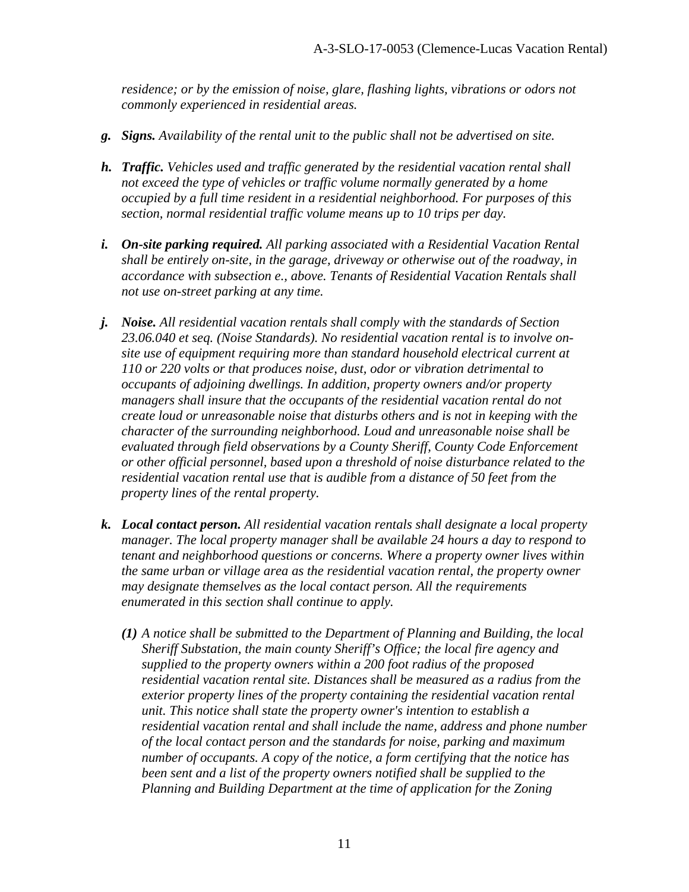*residence; or by the emission of noise, glare, flashing lights, vibrations or odors not commonly experienced in residential areas.*

***g. Signs.*** *Availability of the rental unit to the public shall not be advertised on site.*

***h. Traffic.*** *Vehicles used and traffic generated by the residential vacation rental shall not exceed the type of vehicles or traffic volume normally generated by a home occupied by a full time resident in a residential neighborhood. For purposes of this section, normal residential traffic volume means up to 10 trips per day.*

***i. On-site parking required.*** *All parking associated with a Residential Vacation Rental shall be entirely on-site, in the garage, driveway or otherwise out of the roadway, in accordance with subsection e., above. Tenants of Residential Vacation Rentals shall not use on-street parking at any time.*

***j. Noise.*** *All residential vacation rentals shall comply with the standards of Section 23.06.040 et seq. (Noise Standards). No residential vacation rental is to involve on-site use of equipment requiring more than standard household electrical current at 110 or 220 volts or that produces noise, dust, odor or vibration detrimental to occupants of adjoining dwellings. In addition, property owners and/or property managers shall insure that the occupants of the residential vacation rental do not create loud or unreasonable noise that disturbs others and is not in keeping with the character of the surrounding neighborhood. Loud and unreasonable noise shall be evaluated through field observations by a County Sheriff, County Code Enforcement or other official personnel, based upon a threshold of noise disturbance related to the residential vacation rental use that is audible from a distance of 50 feet from the property lines of the rental property.*

***k. Local contact person.*** *All residential vacation rentals shall designate a local property manager. The local property manager shall be available 24 hours a day to respond to tenant and neighborhood questions or concerns. Where a property owner lives within the same urban or village area as the residential vacation rental, the property owner may designate themselves as the local contact person. All the requirements enumerated in this section shall continue to apply.*

> ***(1)*** *A notice shall be submitted to the Department of Planning and Building, the local Sheriff Substation, the main county Sheriff's Office; the local fire agency and supplied to the property owners within a 200 foot radius of the proposed residential vacation rental site. Distances shall be measured as a radius from the exterior property lines of the property containing the residential vacation rental unit. This notice shall state the property owner's intention to establish a residential vacation rental and shall include the name, address and phone number of the local contact person and the standards for noise, parking and maximum number of occupants. A copy of the notice, a form certifying that the notice has been sent and a list of the property owners notified shall be supplied to the Planning and Building Department at the time of application for the Zoning*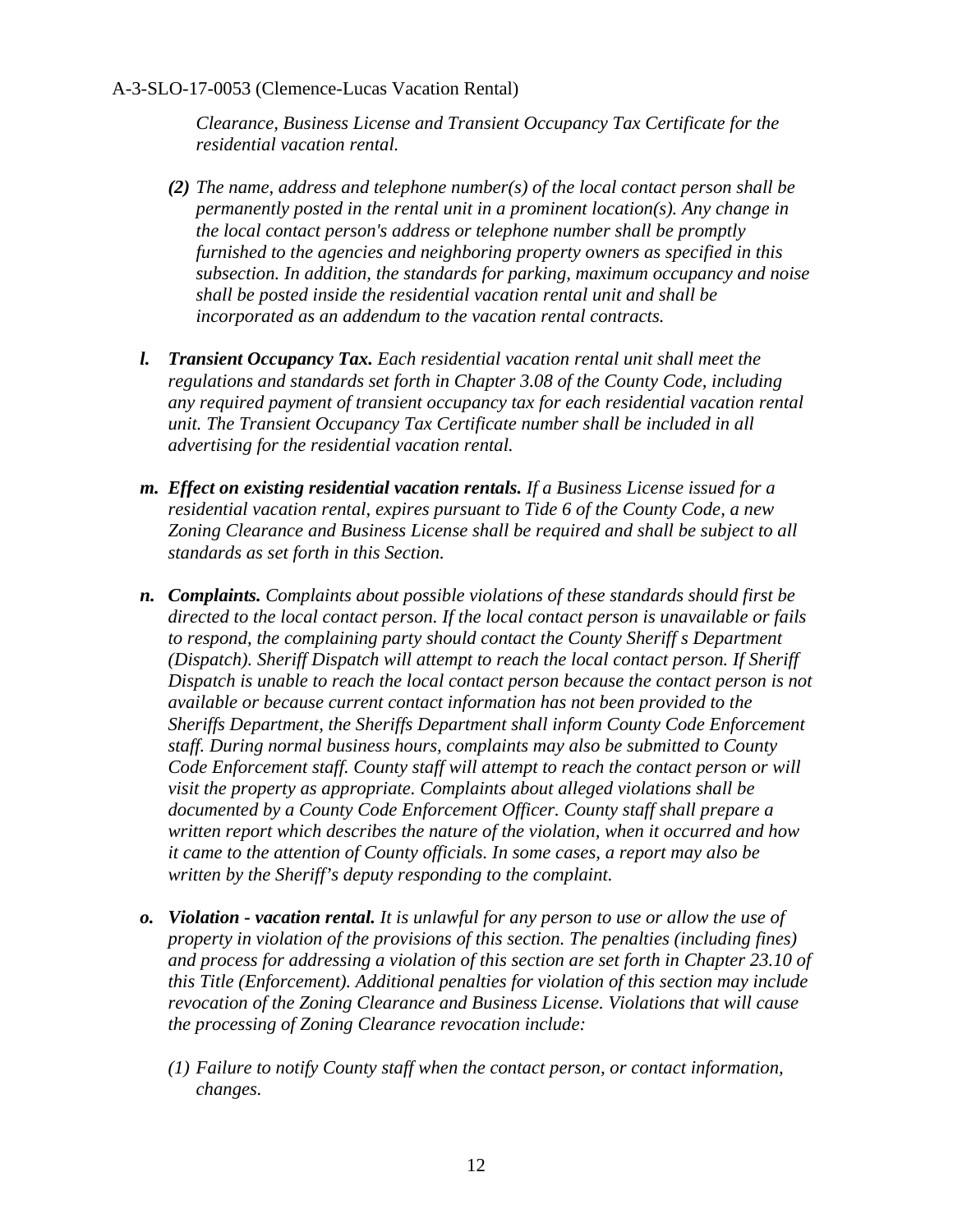*Clearance, Business License and Transient Occupancy Tax Certificate for the residential vacation rental.*

*(2) The name, address and telephone number(s) of the local contact person shall be permanently posted in the rental unit in a prominent location(s). Any change in the local contact person's address or telephone number shall be promptly furnished to the agencies and neighboring property owners as specified in this subsection. In addition, the standards for parking, maximum occupancy and noise shall be posted inside the residential vacation rental unit and shall be incorporated as an addendum to the vacation rental contracts.*

***l. Transient Occupancy Tax.*** *Each residential vacation rental unit shall meet the regulations and standards set forth in Chapter 3.08 of the County Code, including any required payment of transient occupancy tax for each residential vacation rental unit. The Transient Occupancy Tax Certificate number shall be included in all advertising for the residential vacation rental.*

***m. Effect on existing residential vacation rentals.*** *If a Business License issued for a residential vacation rental, expires pursuant to Tide 6 of the County Code, a new Zoning Clearance and Business License shall be required and shall be subject to all standards as set forth in this Section.*

***n. Complaints.*** *Complaints about possible violations of these standards should first be directed to the local contact person. If the local contact person is unavailable or fails to respond, the complaining party should contact the County Sheriff s Department (Dispatch). Sheriff Dispatch will attempt to reach the local contact person. If Sheriff Dispatch is unable to reach the local contact person because the contact person is not available or because current contact information has not been provided to the Sheriffs Department, the Sheriffs Department shall inform County Code Enforcement staff. During normal business hours, complaints may also be submitted to County Code Enforcement staff. County staff will attempt to reach the contact person or will visit the property as appropriate. Complaints about alleged violations shall be documented by a County Code Enforcement Officer. County staff shall prepare a written report which describes the nature of the violation, when it occurred and how it came to the attention of County officials. In some cases, a report may also be written by the Sheriff's deputy responding to the complaint.*

***o. Violation - vacation rental.*** *It is unlawful for any person to use or allow the use of property in violation of the provisions of this section. The penalties (including fines) and process for addressing a violation of this section are set forth in Chapter 23.10 of this Title (Enforcement). Additional penalties for violation of this section may include revocation of the Zoning Clearance and Business License. Violations that will cause the processing of Zoning Clearance revocation include:*

*(1) Failure to notify County staff when the contact person, or contact information, changes.*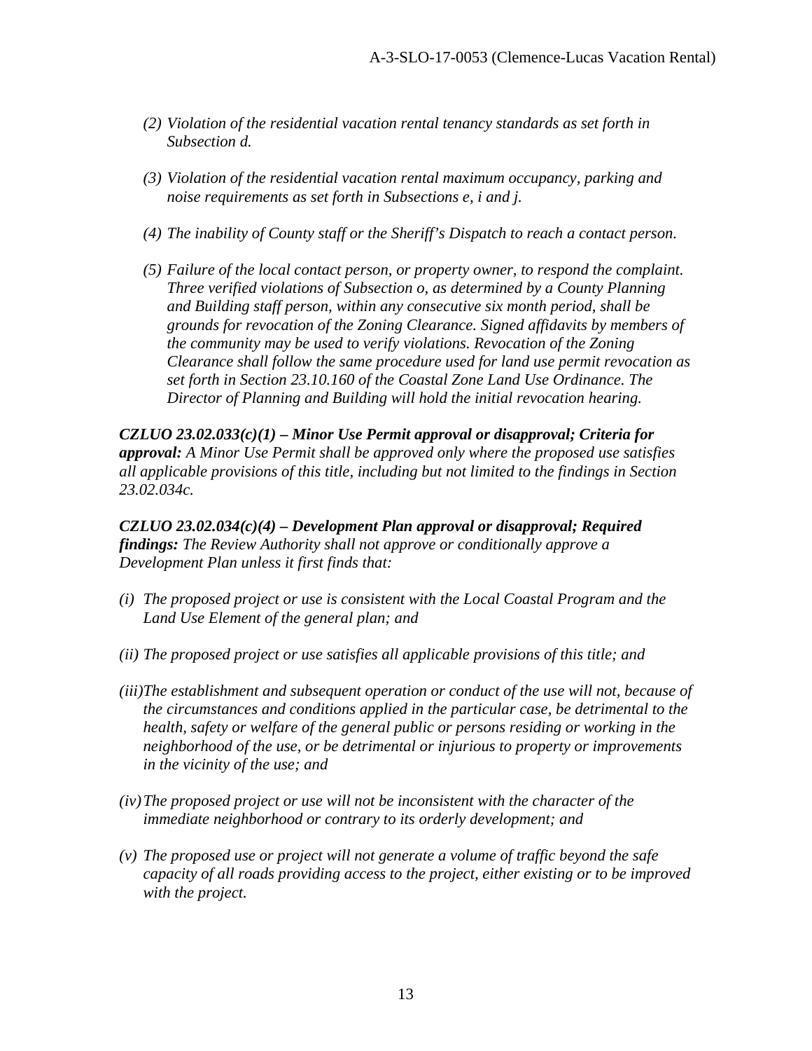*(2) Violation of the residential vacation rental tenancy standards as set forth in Subsection d.*

*(3) Violation of the residential vacation rental maximum occupancy, parking and noise requirements as set forth in Subsections e, i and j.*

*(4) The inability of County staff or the Sheriff's Dispatch to reach a contact person.*

*(5) Failure of the local contact person, or property owner, to respond the complaint. Three verified violations of Subsection o, as determined by a County Planning and Building staff person, within any consecutive six month period, shall be grounds for revocation of the Zoning Clearance. Signed affidavits by members of the community may be used to verify violations. Revocation of the Zoning Clearance shall follow the same procedure used for land use permit revocation as set forth in Section 23.10.160 of the Coastal Zone Land Use Ordinance. The Director of Planning and Building will hold the initial revocation hearing.*

***CZLUO 23.02.033(c)(1) – Minor Use Permit approval or disapproval; Criteria for approval:*** *A Minor Use Permit shall be approved only where the proposed use satisfies all applicable provisions of this title, including but not limited to the findings in Section 23.02.034c.*

***CZLUO 23.02.034(c)(4) – Development Plan approval or disapproval; Required findings:*** *The Review Authority shall not approve or conditionally approve a Development Plan unless it first finds that:*

*(i) The proposed project or use is consistent with the Local Coastal Program and the Land Use Element of the general plan; and*

*(ii) The proposed project or use satisfies all applicable provisions of this title; and*

*(iii) The establishment and subsequent operation or conduct of the use will not, because of the circumstances and conditions applied in the particular case, be detrimental to the health, safety or welfare of the general public or persons residing or working in the neighborhood of the use, or be detrimental or injurious to property or improvements in the vicinity of the use; and*

*(iv) The proposed project or use will not be inconsistent with the character of the immediate neighborhood or contrary to its orderly development; and*

*(v) The proposed use or project will not generate a volume of traffic beyond the safe capacity of all roads providing access to the project, either existing or to be improved with the project.*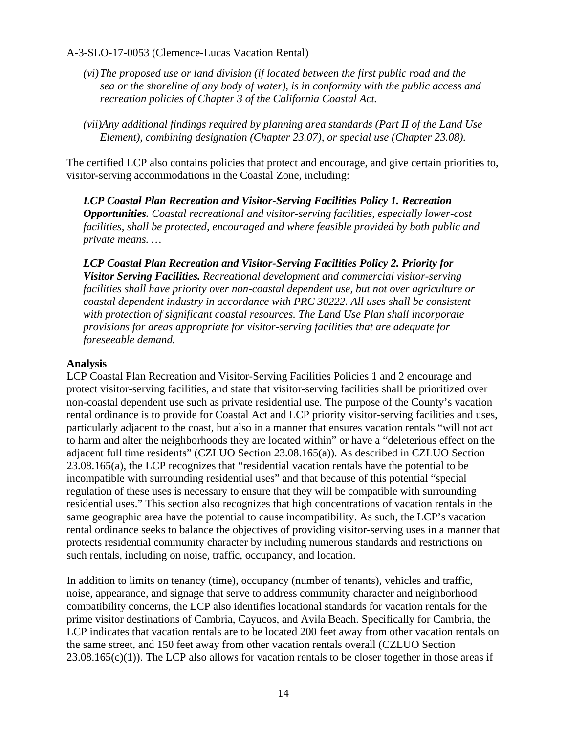*(vi) The proposed use or land division (if located between the first public road and the sea or the shoreline of any body of water), is in conformity with the public access and recreation policies of Chapter 3 of the California Coastal Act.*

*(vii) Any additional findings required by planning area standards (Part II of the Land Use Element), combining designation (Chapter 23.07), or special use (Chapter 23.08).*

The certified LCP also contains policies that protect and encourage, and give certain priorities to, visitor-serving accommodations in the Coastal Zone, including:

***LCP Coastal Plan Recreation and Visitor-Serving Facilities Policy 1. Recreation Opportunities.*** *Coastal recreational and visitor-serving facilities, especially lower-cost facilities, shall be protected, encouraged and where feasible provided by both public and private means. …*

***LCP Coastal Plan Recreation and Visitor-Serving Facilities Policy 2. Priority for Visitor Serving Facilities.*** *Recreational development and commercial visitor-serving facilities shall have priority over non-coastal dependent use, but not over agriculture or coastal dependent industry in accordance with PRC 30222. All uses shall be consistent with protection of significant coastal resources. The Land Use Plan shall incorporate provisions for areas appropriate for visitor-serving facilities that are adequate for foreseeable demand.*

**Analysis**

LCP Coastal Plan Recreation and Visitor-Serving Facilities Policies 1 and 2 encourage and protect visitor-serving facilities, and state that visitor-serving facilities shall be prioritized over non-coastal dependent use such as private residential use. The purpose of the County's vacation rental ordinance is to provide for Coastal Act and LCP priority visitor-serving facilities and uses, particularly adjacent to the coast, but also in a manner that ensures vacation rentals "will not act to harm and alter the neighborhoods they are located within" or have a "deleterious effect on the adjacent full time residents" (CZLUO Section 23.08.165(a)). As described in CZLUO Section 23.08.165(a), the LCP recognizes that "residential vacation rentals have the potential to be incompatible with surrounding residential uses" and that because of this potential "special regulation of these uses is necessary to ensure that they will be compatible with surrounding residential uses." This section also recognizes that high concentrations of vacation rentals in the same geographic area have the potential to cause incompatibility. As such, the LCP's vacation rental ordinance seeks to balance the objectives of providing visitor-serving uses in a manner that protects residential community character by including numerous standards and restrictions on such rentals, including on noise, traffic, occupancy, and location.

In addition to limits on tenancy (time), occupancy (number of tenants), vehicles and traffic, noise, appearance, and signage that serve to address community character and neighborhood compatibility concerns, the LCP also identifies locational standards for vacation rentals for the prime visitor destinations of Cambria, Cayucos, and Avila Beach. Specifically for Cambria, the LCP indicates that vacation rentals are to be located 200 feet away from other vacation rentals on the same street, and 150 feet away from other vacation rentals overall (CZLUO Section 23.08.165(c)(1)). The LCP also allows for vacation rentals to be closer together in those areas if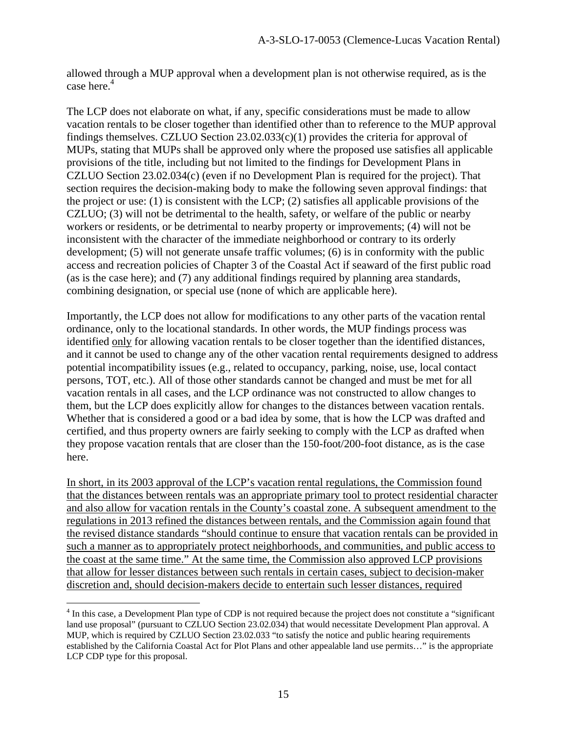allowed through a MUP approval when a development plan is not otherwise required, as is the case here.[4]

The LCP does not elaborate on what, if any, specific considerations must be made to allow vacation rentals to be closer together than identified other than to reference to the MUP approval findings themselves. CZLUO Section 23.02.033(c)(1) provides the criteria for approval of MUPs, stating that MUPs shall be approved only where the proposed use satisfies all applicable provisions of the title, including but not limited to the findings for Development Plans in CZLUO Section 23.02.034(c) (even if no Development Plan is required for the project). That section requires the decision-making body to make the following seven approval findings: that the project or use: (1) is consistent with the LCP; (2) satisfies all applicable provisions of the CZLUO; (3) will not be detrimental to the health, safety, or welfare of the public or nearby workers or residents, or be detrimental to nearby property or improvements; (4) will not be inconsistent with the character of the immediate neighborhood or contrary to its orderly development; (5) will not generate unsafe traffic volumes; (6) is in conformity with the public access and recreation policies of Chapter 3 of the Coastal Act if seaward of the first public road (as is the case here); and (7) any additional findings required by planning area standards, combining designation, or special use (none of which are applicable here).

Importantly, the LCP does not allow for modifications to any other parts of the vacation rental ordinance, only to the locational standards. In other words, the MUP findings process was identified <u>only</u> for allowing vacation rentals to be closer together than the identified distances, and it cannot be used to change any of the other vacation rental requirements designed to address potential incompatibility issues (e.g., related to occupancy, parking, noise, use, local contact persons, TOT, etc.). All of those other standards cannot be changed and must be met for all vacation rentals in all cases, and the LCP ordinance was not constructed to allow changes to them, but the LCP does explicitly allow for changes to the distances between vacation rentals. Whether that is considered a good or a bad idea by some, that is how the LCP was drafted and certified, and thus property owners are fairly seeking to comply with the LCP as drafted when they propose vacation rentals that are closer than the 150-foot/200-foot distance, as is the case here.

<u>In short, in its 2003 approval of the LCP's vacation rental regulations, the Commission found that the distances between rentals was an appropriate primary tool to protect residential character and also allow for vacation rentals in the County's coastal zone. A subsequent amendment to the regulations in 2013 refined the distances between rentals, and the Commission again found that the revised distance standards "should continue to ensure that vacation rentals can be provided in such a manner as to appropriately protect neighborhoods, and communities, and public access to the coast at the same time." At the same time, the Commission also approved LCP provisions that allow for lesser distances between such rentals in certain cases, subject to decision-maker discretion and, should decision-makers decide to entertain such lesser distances, required</u>

[4] In this case, a Development Plan type of CDP is not required because the project does not constitute a "significant land use proposal" (pursuant to CZLUO Section 23.02.034) that would necessitate Development Plan approval. A MUP, which is required by CZLUO Section 23.02.033 "to satisfy the notice and public hearing requirements established by the California Coastal Act for Plot Plans and other appealable land use permits…" is the appropriate LCP CDP type for this proposal.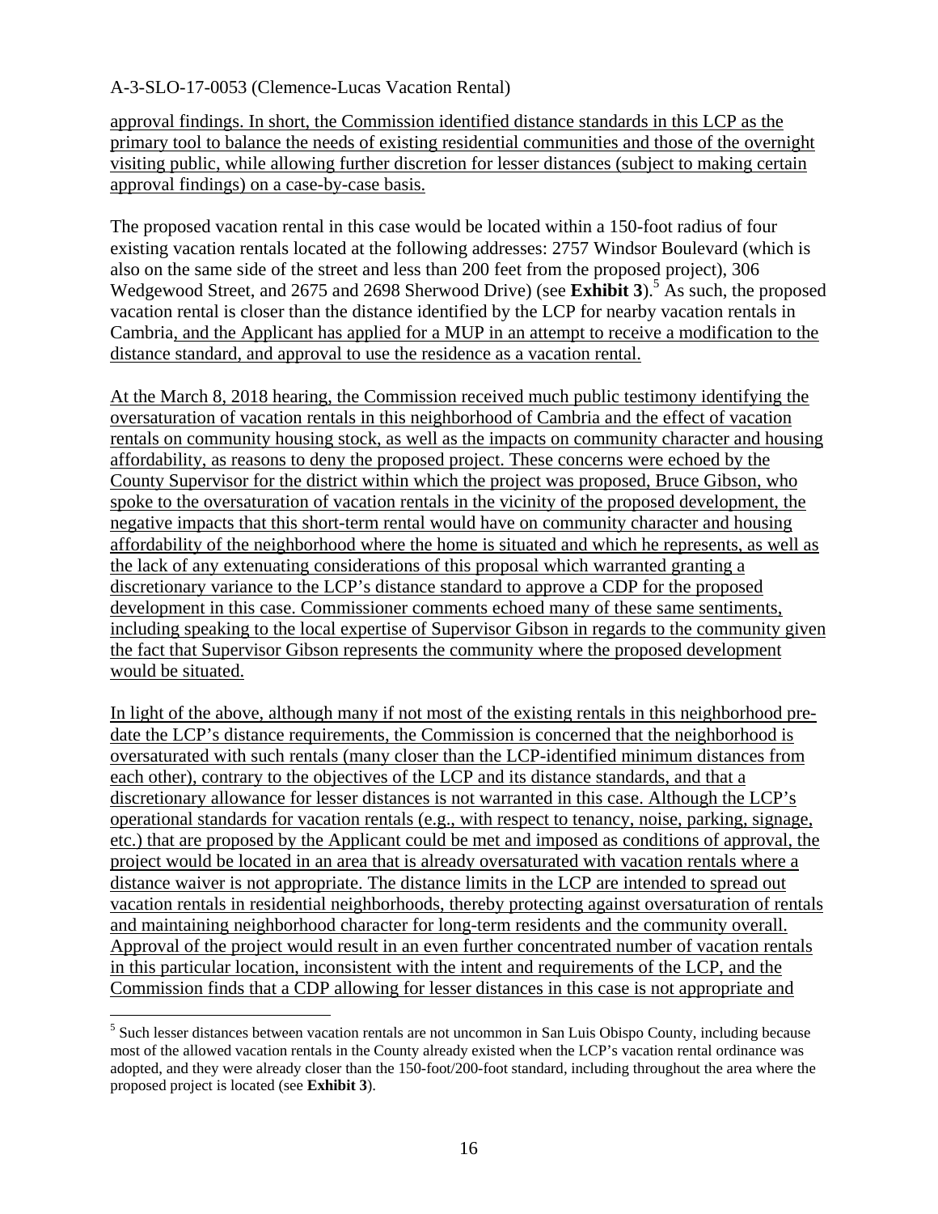approval findings. In short, the Commission identified distance standards in this LCP as the primary tool to balance the needs of existing residential communities and those of the overnight visiting public, while allowing further discretion for lesser distances (subject to making certain approval findings) on a case-by-case basis.

The proposed vacation rental in this case would be located within a 150-foot radius of four existing vacation rentals located at the following addresses: 2757 Windsor Boulevard (which is also on the same side of the street and less than 200 feet from the proposed project), 306 Wedgewood Street, and 2675 and 2698 Sherwood Drive) (see **Exhibit 3**).[5] As such, the proposed vacation rental is closer than the distance identified by the LCP for nearby vacation rentals in Cambria, and the Applicant has applied for a MUP in an attempt to receive a modification to the distance standard, and approval to use the residence as a vacation rental.

At the March 8, 2018 hearing, the Commission received much public testimony identifying the oversaturation of vacation rentals in this neighborhood of Cambria and the effect of vacation rentals on community housing stock, as well as the impacts on community character and housing affordability, as reasons to deny the proposed project. These concerns were echoed by the County Supervisor for the district within which the project was proposed, Bruce Gibson, who spoke to the oversaturation of vacation rentals in the vicinity of the proposed development, the negative impacts that this short-term rental would have on community character and housing affordability of the neighborhood where the home is situated and which he represents, as well as the lack of any extenuating considerations of this proposal which warranted granting a discretionary variance to the LCP's distance standard to approve a CDP for the proposed development in this case. Commissioner comments echoed many of these same sentiments, including speaking to the local expertise of Supervisor Gibson in regards to the community given the fact that Supervisor Gibson represents the community where the proposed development would be situated.

In light of the above, although many if not most of the existing rentals in this neighborhood pre-date the LCP's distance requirements, the Commission is concerned that the neighborhood is oversaturated with such rentals (many closer than the LCP-identified minimum distances from each other), contrary to the objectives of the LCP and its distance standards, and that a discretionary allowance for lesser distances is not warranted in this case. Although the LCP's operational standards for vacation rentals (e.g., with respect to tenancy, noise, parking, signage, etc.) that are proposed by the Applicant could be met and imposed as conditions of approval, the project would be located in an area that is already oversaturated with vacation rentals where a distance waiver is not appropriate. The distance limits in the LCP are intended to spread out vacation rentals in residential neighborhoods, thereby protecting against oversaturation of rentals and maintaining neighborhood character for long-term residents and the community overall. Approval of the project would result in an even further concentrated number of vacation rentals in this particular location, inconsistent with the intent and requirements of the LCP, and the Commission finds that a CDP allowing for lesser distances in this case is not appropriate and

[5] Such lesser distances between vacation rentals are not uncommon in San Luis Obispo County, including because most of the allowed vacation rentals in the County already existed when the LCP's vacation rental ordinance was adopted, and they were already closer than the 150-foot/200-foot standard, including throughout the area where the proposed project is located (see **Exhibit 3**).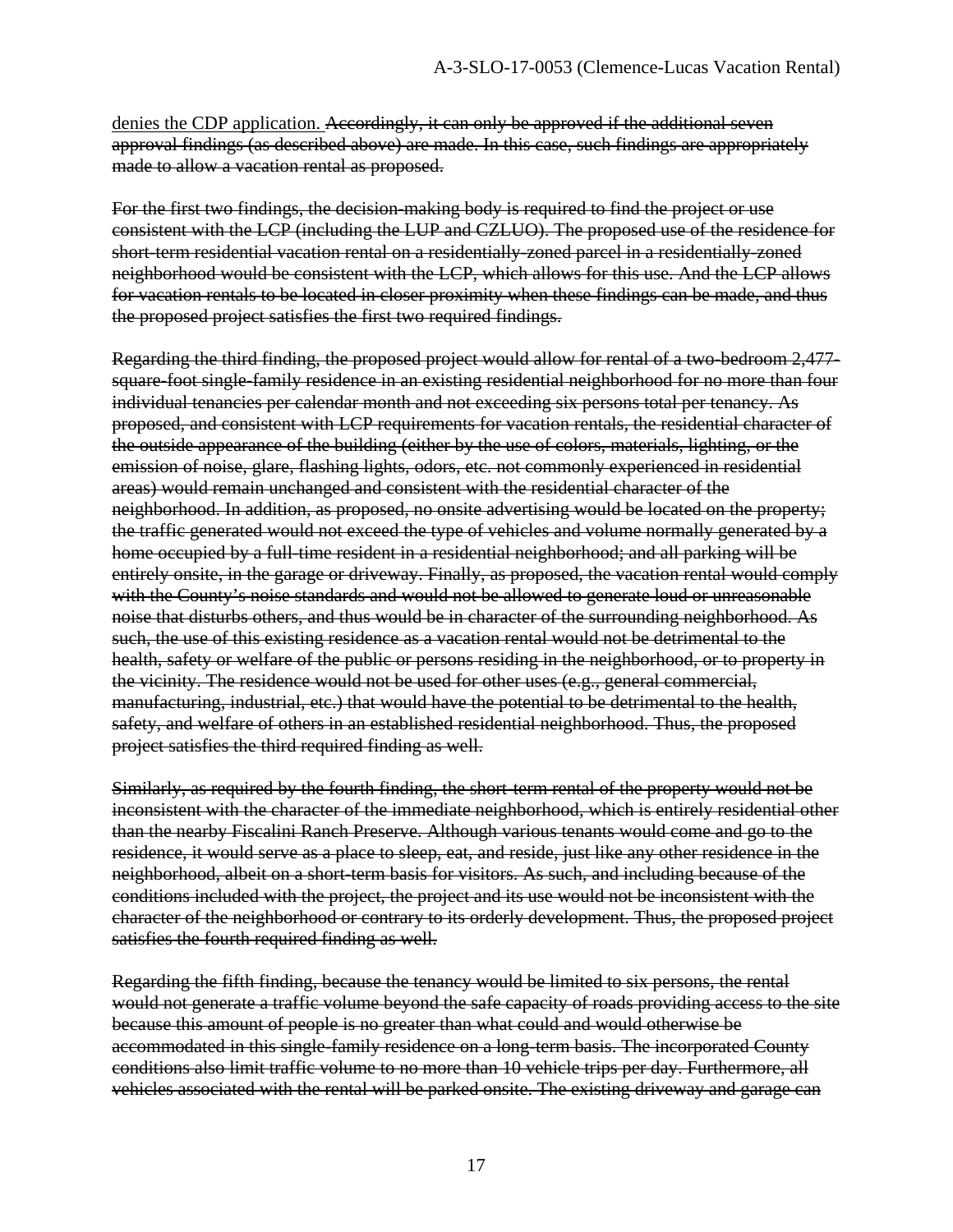<ins>denies the CDP application.</ins> ~~Accordingly, it can only be approved if the additional seven approval findings (as described above) are made. In this case, such findings are appropriately made to allow a vacation rental as proposed.~~

~~For the first two findings, the decision-making body is required to find the project or use consistent with the LCP (including the LUP and CZLUO). The proposed use of the residence for short-term residential vacation rental on a residentially-zoned parcel in a residentially-zoned neighborhood would be consistent with the LCP, which allows for this use. And the LCP allows for vacation rentals to be located in closer proximity when these findings can be made, and thus the proposed project satisfies the first two required findings.~~

~~Regarding the third finding, the proposed project would allow for rental of a two-bedroom 2,477-square-foot single-family residence in an existing residential neighborhood for no more than four individual tenancies per calendar month and not exceeding six persons total per tenancy. As proposed, and consistent with LCP requirements for vacation rentals, the residential character of the outside appearance of the building (either by the use of colors, materials, lighting, or the emission of noise, glare, flashing lights, odors, etc. not commonly experienced in residential areas) would remain unchanged and consistent with the residential character of the neighborhood. In addition, as proposed, no onsite advertising would be located on the property; the traffic generated would not exceed the type of vehicles and volume normally generated by a home occupied by a full-time resident in a residential neighborhood; and all parking will be entirely onsite, in the garage or driveway. Finally, as proposed, the vacation rental would comply with the County's noise standards and would not be allowed to generate loud or unreasonable noise that disturbs others, and thus would be in character of the surrounding neighborhood. As such, the use of this existing residence as a vacation rental would not be detrimental to the health, safety or welfare of the public or persons residing in the neighborhood, or to property in the vicinity. The residence would not be used for other uses (e.g., general commercial, manufacturing, industrial, etc.) that would have the potential to be detrimental to the health, safety, and welfare of others in an established residential neighborhood. Thus, the proposed project satisfies the third required finding as well.~~

~~Similarly, as required by the fourth finding, the short-term rental of the property would not be inconsistent with the character of the immediate neighborhood, which is entirely residential other than the nearby Fiscalini Ranch Preserve. Although various tenants would come and go to the residence, it would serve as a place to sleep, eat, and reside, just like any other residence in the neighborhood, albeit on a short-term basis for visitors. As such, and including because of the conditions included with the project, the project and its use would not be inconsistent with the character of the neighborhood or contrary to its orderly development. Thus, the proposed project satisfies the fourth required finding as well.~~

~~Regarding the fifth finding, because the tenancy would be limited to six persons, the rental would not generate a traffic volume beyond the safe capacity of roads providing access to the site because this amount of people is no greater than what could and would otherwise be accommodated in this single-family residence on a long-term basis. The incorporated County conditions also limit traffic volume to no more than 10 vehicle trips per day. Furthermore, all vehicles associated with the rental will be parked onsite. The existing driveway and garage can~~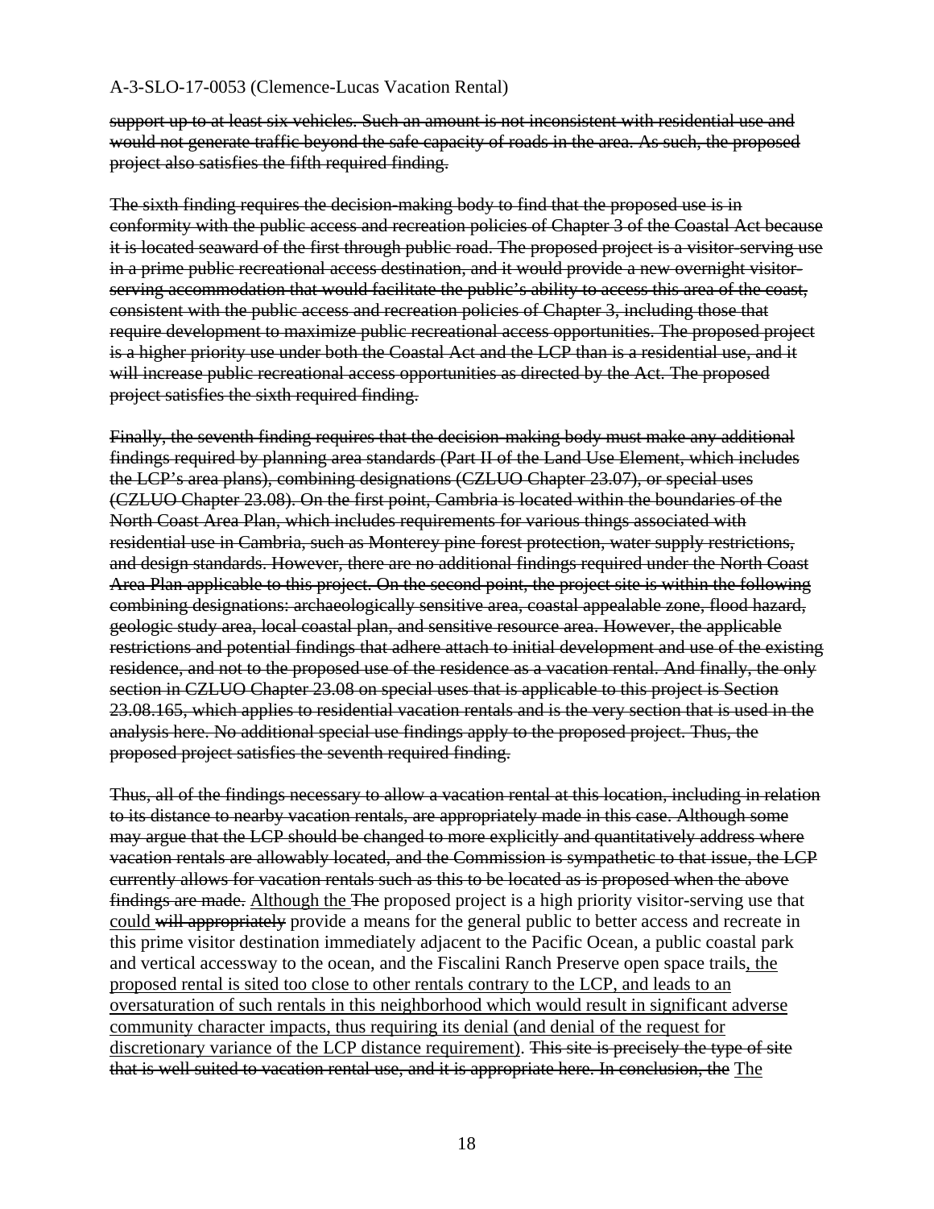~~support up to at least six vehicles. Such an amount is not inconsistent with residential use and would not generate traffic beyond the safe capacity of roads in the area. As such, the proposed project also satisfies the fifth required finding.~~

~~The sixth finding requires the decision-making body to find that the proposed use is in conformity with the public access and recreation policies of Chapter 3 of the Coastal Act because it is located seaward of the first through public road. The proposed project is a visitor-serving use in a prime public recreational access destination, and it would provide a new overnight visitor-serving accommodation that would facilitate the public's ability to access this area of the coast, consistent with the public access and recreation policies of Chapter 3, including those that require development to maximize public recreational access opportunities. The proposed project is a higher priority use under both the Coastal Act and the LCP than is a residential use, and it will increase public recreational access opportunities as directed by the Act. The proposed project satisfies the sixth required finding.~~

~~Finally, the seventh finding requires that the decision-making body must make any additional findings required by planning area standards (Part II of the Land Use Element, which includes the LCP's area plans), combining designations (CZLUO Chapter 23.07), or special uses (CZLUO Chapter 23.08). On the first point, Cambria is located within the boundaries of the North Coast Area Plan, which includes requirements for various things associated with residential use in Cambria, such as Monterey pine forest protection, water supply restrictions, and design standards. However, there are no additional findings required under the North Coast Area Plan applicable to this project. On the second point, the project site is within the following combining designations: archaeologically sensitive area, coastal appealable zone, flood hazard, geologic study area, local coastal plan, and sensitive resource area. However, the applicable restrictions and potential findings that adhere attach to initial development and use of the existing residence, and not to the proposed use of the residence as a vacation rental. And finally, the only section in CZLUO Chapter 23.08 on special uses that is applicable to this project is Section 23.08.165, which applies to residential vacation rentals and is the very section that is used in the analysis here. No additional special use findings apply to the proposed project. Thus, the proposed project satisfies the seventh required finding.~~

~~Thus, all of the findings necessary to allow a vacation rental at this location, including in relation to its distance to nearby vacation rentals, are appropriately made in this case. Although some may argue that the LCP should be changed to more explicitly and quantitatively address where vacation rentals are allowably located, and the Commission is sympathetic to that issue, the LCP currently allows for vacation rentals such as this to be located as is proposed when the above findings are made.~~ <u>Although the</u> ~~The~~ proposed project is a high priority visitor-serving use that <u>could</u> ~~will appropriately~~ provide a means for the general public to better access and recreate in this prime visitor destination immediately adjacent to the Pacific Ocean, a public coastal park and vertical accessway to the ocean, and the Fiscalini Ranch Preserve open space trails<u>, the proposed rental is sited too close to other rentals contrary to the LCP, and leads to an oversaturation of such rentals in this neighborhood which would result in significant adverse community character impacts, thus requiring its denial (and denial of the request for discretionary variance of the LCP distance requirement)</u>. ~~This site is precisely the type of site that is well suited to vacation rental use, and it is appropriate here. In conclusion, the~~ <u>The</u>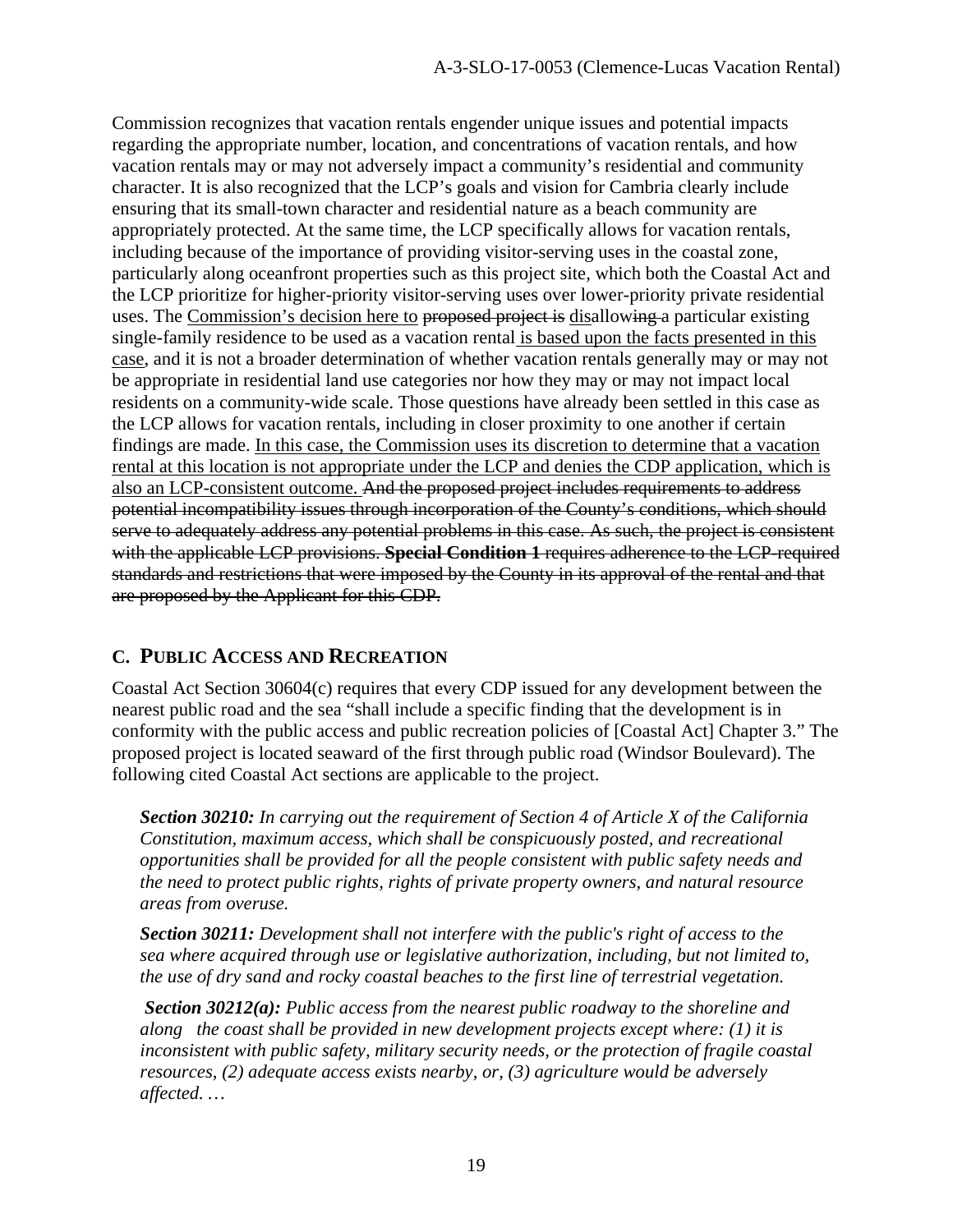Commission recognizes that vacation rentals engender unique issues and potential impacts regarding the appropriate number, location, and concentrations of vacation rentals, and how vacation rentals may or may not adversely impact a community's residential and community character. It is also recognized that the LCP's goals and vision for Cambria clearly include ensuring that its small-town character and residential nature as a beach community are appropriately protected. At the same time, the LCP specifically allows for vacation rentals, including because of the importance of providing visitor-serving uses in the coastal zone, particularly along oceanfront properties such as this project site, which both the Coastal Act and the LCP prioritize for higher-priority visitor-serving uses over lower-priority private residential uses. The <u>Commission's decision here to</u> ~~proposed project is~~ <u>dis</u>allow~~ing~~ a particular existing single-family residence to be used as a vacation rental <u>is based upon the facts presented in this case</u>, and it is not a broader determination of whether vacation rentals generally may or may not be appropriate in residential land use categories nor how they may or may not impact local residents on a community-wide scale. Those questions have already been settled in this case as the LCP allows for vacation rentals, including in closer proximity to one another if certain findings are made. <u>In this case, the Commission uses its discretion to determine that a vacation rental at this location is not appropriate under the LCP and denies the CDP application, which is also an LCP-consistent outcome.</u> ~~And the proposed project includes requirements to address potential incompatibility issues through incorporation of the County's conditions, which should serve to adequately address any potential problems in this case. As such, the project is consistent with the applicable LCP provisions.~~ ~~**Special Condition 1**~~ ~~requires adherence to the LCP-required standards and restrictions that were imposed by the County in its approval of the rental and that are proposed by the Applicant for this CDP.~~

## C. Public Access and Recreation

Coastal Act Section 30604(c) requires that every CDP issued for any development between the nearest public road and the sea "shall include a specific finding that the development is in conformity with the public access and public recreation policies of [Coastal Act] Chapter 3." The proposed project is located seaward of the first through public road (Windsor Boulevard). The following cited Coastal Act sections are applicable to the project.

> ***Section 30210:*** *In carrying out the requirement of Section 4 of Article X of the California Constitution, maximum access, which shall be conspicuously posted, and recreational opportunities shall be provided for all the people consistent with public safety needs and the need to protect public rights, rights of private property owners, and natural resource areas from overuse.*
>
> ***Section 30211:*** *Development shall not interfere with the public's right of access to the sea where acquired through use or legislative authorization, including, but not limited to, the use of dry sand and rocky coastal beaches to the first line of terrestrial vegetation.*
>
> ***Section 30212(a):*** *Public access from the nearest public roadway to the shoreline and along the coast shall be provided in new development projects except where: (1) it is inconsistent with public safety, military security needs, or the protection of fragile coastal resources, (2) adequate access exists nearby, or, (3) agriculture would be adversely affected. …*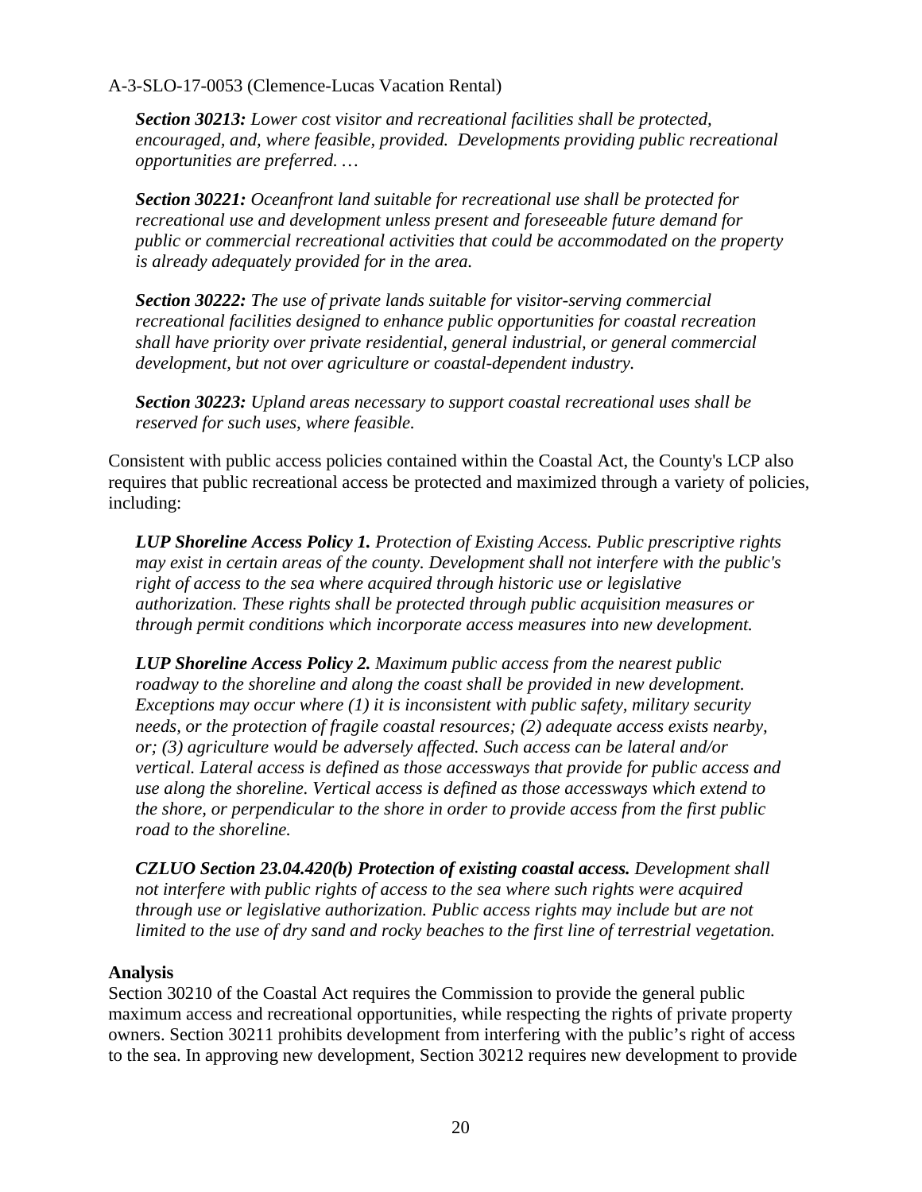***Section 30213:*** *Lower cost visitor and recreational facilities shall be protected, encouraged, and, where feasible, provided. Developments providing public recreational opportunities are preferred. …*

***Section 30221:*** *Oceanfront land suitable for recreational use shall be protected for recreational use and development unless present and foreseeable future demand for public or commercial recreational activities that could be accommodated on the property is already adequately provided for in the area.*

***Section 30222:*** *The use of private lands suitable for visitor-serving commercial recreational facilities designed to enhance public opportunities for coastal recreation shall have priority over private residential, general industrial, or general commercial development, but not over agriculture or coastal-dependent industry.*

***Section 30223:*** *Upland areas necessary to support coastal recreational uses shall be reserved for such uses, where feasible.*

Consistent with public access policies contained within the Coastal Act, the County's LCP also requires that public recreational access be protected and maximized through a variety of policies, including:

***LUP Shoreline Access Policy 1.*** *Protection of Existing Access. Public prescriptive rights may exist in certain areas of the county. Development shall not interfere with the public's right of access to the sea where acquired through historic use or legislative authorization. These rights shall be protected through public acquisition measures or through permit conditions which incorporate access measures into new development.*

***LUP Shoreline Access Policy 2.*** *Maximum public access from the nearest public roadway to the shoreline and along the coast shall be provided in new development. Exceptions may occur where (1) it is inconsistent with public safety, military security needs, or the protection of fragile coastal resources; (2) adequate access exists nearby, or; (3) agriculture would be adversely affected. Such access can be lateral and/or vertical. Lateral access is defined as those accessways that provide for public access and use along the shoreline. Vertical access is defined as those accessways which extend to the shore, or perpendicular to the shore in order to provide access from the first public road to the shoreline.*

***CZLUO Section 23.04.420(b) Protection of existing coastal access.*** *Development shall not interfere with public rights of access to the sea where such rights were acquired through use or legislative authorization. Public access rights may include but are not limited to the use of dry sand and rocky beaches to the first line of terrestrial vegetation.*

**Analysis**

Section 30210 of the Coastal Act requires the Commission to provide the general public maximum access and recreational opportunities, while respecting the rights of private property owners. Section 30211 prohibits development from interfering with the public's right of access to the sea. In approving new development, Section 30212 requires new development to provide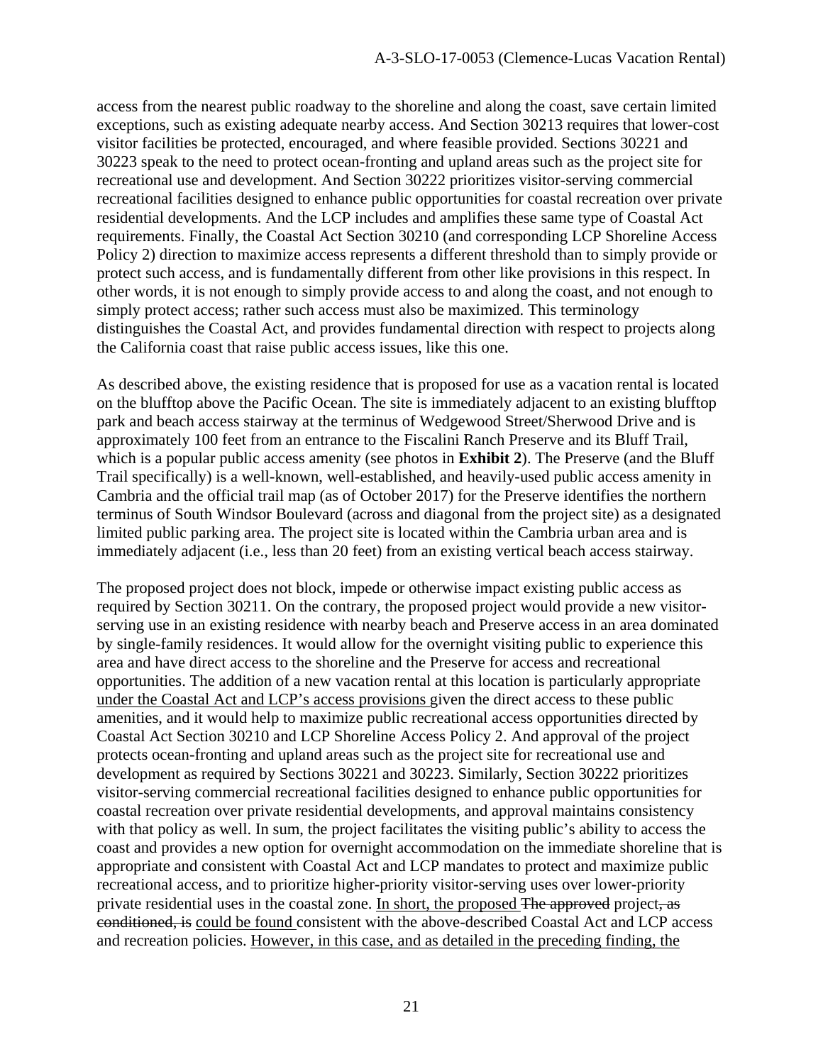access from the nearest public roadway to the shoreline and along the coast, save certain limited exceptions, such as existing adequate nearby access. And Section 30213 requires that lower-cost visitor facilities be protected, encouraged, and where feasible provided. Sections 30221 and 30223 speak to the need to protect ocean-fronting and upland areas such as the project site for recreational use and development. And Section 30222 prioritizes visitor-serving commercial recreational facilities designed to enhance public opportunities for coastal recreation over private residential developments. And the LCP includes and amplifies these same type of Coastal Act requirements. Finally, the Coastal Act Section 30210 (and corresponding LCP Shoreline Access Policy 2) direction to maximize access represents a different threshold than to simply provide or protect such access, and is fundamentally different from other like provisions in this respect. In other words, it is not enough to simply provide access to and along the coast, and not enough to simply protect access; rather such access must also be maximized. This terminology distinguishes the Coastal Act, and provides fundamental direction with respect to projects along the California coast that raise public access issues, like this one.

As described above, the existing residence that is proposed for use as a vacation rental is located on the blufftop above the Pacific Ocean. The site is immediately adjacent to an existing blufftop park and beach access stairway at the terminus of Wedgewood Street/Sherwood Drive and is approximately 100 feet from an entrance to the Fiscalini Ranch Preserve and its Bluff Trail, which is a popular public access amenity (see photos in **Exhibit 2**). The Preserve (and the Bluff Trail specifically) is a well-known, well-established, and heavily-used public access amenity in Cambria and the official trail map (as of October 2017) for the Preserve identifies the northern terminus of South Windsor Boulevard (across and diagonal from the project site) as a designated limited public parking area. The project site is located within the Cambria urban area and is immediately adjacent (i.e., less than 20 feet) from an existing vertical beach access stairway.

The proposed project does not block, impede or otherwise impact existing public access as required by Section 30211. On the contrary, the proposed project would provide a new visitor-serving use in an existing residence with nearby beach and Preserve access in an area dominated by single-family residences. It would allow for the overnight visiting public to experience this area and have direct access to the shoreline and the Preserve for access and recreational opportunities. The addition of a new vacation rental at this location is particularly appropriate <u>under the Coastal Act and LCP's access provisions </u>given the direct access to these public amenities, and it would help to maximize public recreational access opportunities directed by Coastal Act Section 30210 and LCP Shoreline Access Policy 2. And approval of the project protects ocean-fronting and upland areas such as the project site for recreational use and development as required by Sections 30221 and 30223. Similarly, Section 30222 prioritizes visitor-serving commercial recreational facilities designed to enhance public opportunities for coastal recreation over private residential developments, and approval maintains consistency with that policy as well. In sum, the project facilitates the visiting public's ability to access the coast and provides a new option for overnight accommodation on the immediate shoreline that is appropriate and consistent with Coastal Act and LCP mandates to protect and maximize public recreational access, and to prioritize higher-priority visitor-serving uses over lower-priority private residential uses in the coastal zone. <u>In short, the proposed </u>~~The approved~~ project~~, as conditioned, is~~ <u>could be found </u>consistent with the above-described Coastal Act and LCP access and recreation policies. <u>However, in this case, and as detailed in the preceding finding, the</u>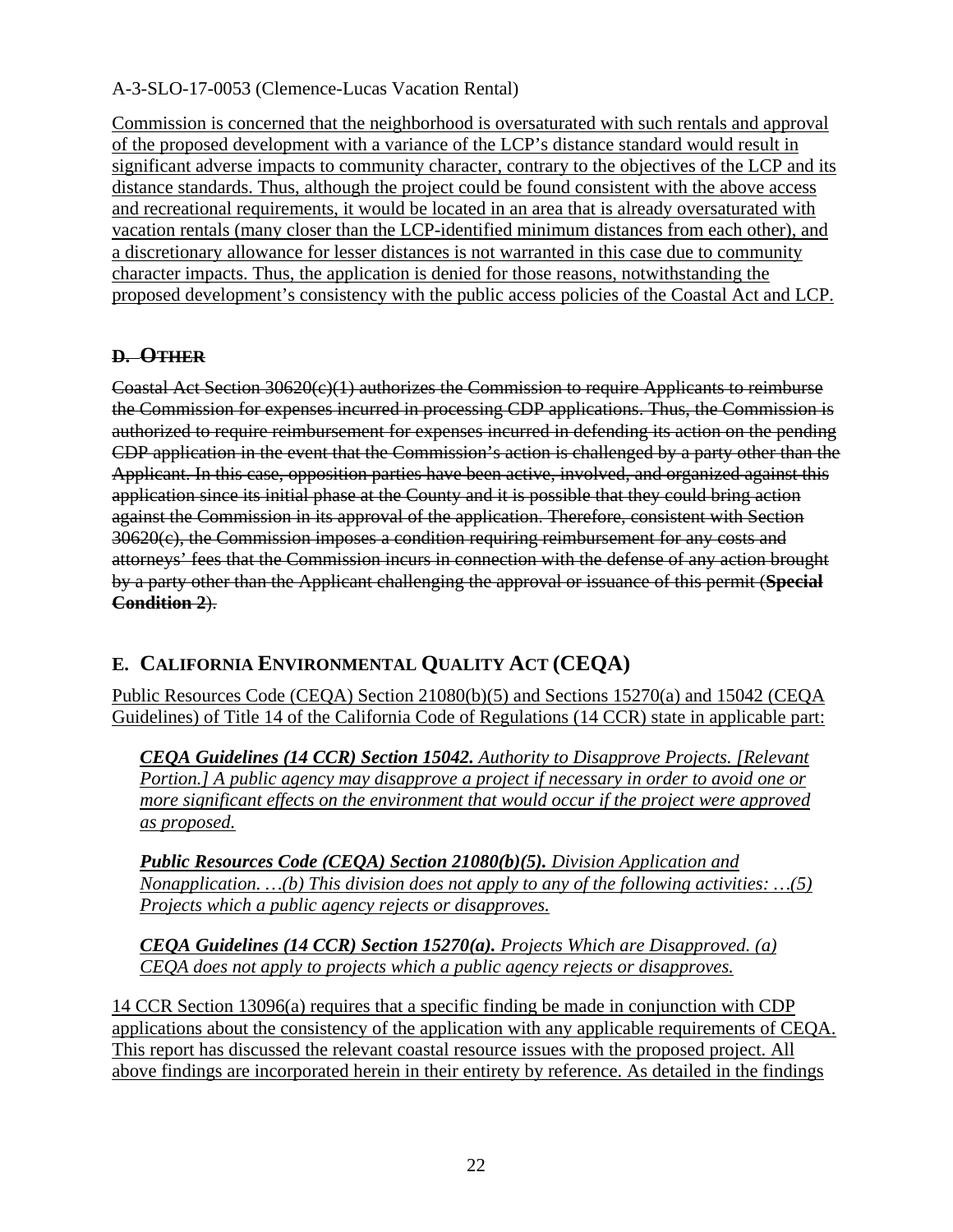Commission is concerned that the neighborhood is oversaturated with such rentals and approval of the proposed development with a variance of the LCP's distance standard would result in significant adverse impacts to community character, contrary to the objectives of the LCP and its distance standards. Thus, although the project could be found consistent with the above access and recreational requirements, it would be located in an area that is already oversaturated with vacation rentals (many closer than the LCP-identified minimum distances from each other), and a discretionary allowance for lesser distances is not warranted in this case due to community character impacts. Thus, the application is denied for those reasons, notwithstanding the proposed development's consistency with the public access policies of the Coastal Act and LCP.

## ~~D. OTHER~~

~~Coastal Act Section 30620(c)(1) authorizes the Commission to require Applicants to reimburse the Commission for expenses incurred in processing CDP applications. Thus, the Commission is authorized to require reimbursement for expenses incurred in defending its action on the pending CDP application in the event that the Commission's action is challenged by a party other than the Applicant. In this case, opposition parties have been active, involved, and organized against this application since its initial phase at the County and it is possible that they could bring action against the Commission in its approval of the application. Therefore, consistent with Section 30620(c), the Commission imposes a condition requiring reimbursement for any costs and attorneys' fees that the Commission incurs in connection with the defense of any action brought by a party other than the Applicant challenging the approval or issuance of this permit (**Special Condition 2**).~~

## E. CALIFORNIA ENVIRONMENTAL QUALITY ACT (CEQA)

Public Resources Code (CEQA) Section 21080(b)(5) and Sections 15270(a) and 15042 (CEQA Guidelines) of Title 14 of the California Code of Regulations (14 CCR) state in applicable part:

> ***CEQA Guidelines (14 CCR) Section 15042.*** *Authority to Disapprove Projects. [Relevant Portion.] A public agency may disapprove a project if necessary in order to avoid one or more significant effects on the environment that would occur if the project were approved as proposed.*
>
> ***Public Resources Code (CEQA) Section 21080(b)(5).*** *Division Application and Nonapplication. …(b) This division does not apply to any of the following activities: …(5) Projects which a public agency rejects or disapproves.*
>
> ***CEQA Guidelines (14 CCR) Section 15270(a).*** *Projects Which are Disapproved. (a) CEQA does not apply to projects which a public agency rejects or disapproves.*

14 CCR Section 13096(a) requires that a specific finding be made in conjunction with CDP applications about the consistency of the application with any applicable requirements of CEQA. This report has discussed the relevant coastal resource issues with the proposed project. All above findings are incorporated herein in their entirety by reference. As detailed in the findings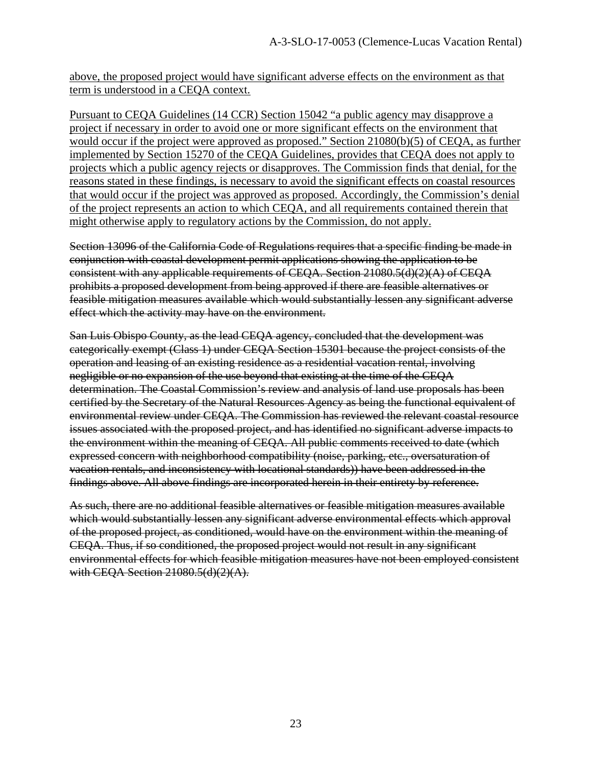<u>above, the proposed project would have significant adverse effects on the environment as that term is understood in a CEQA context.</u>

<u>Pursuant to CEQA Guidelines (14 CCR) Section 15042 "a public agency may disapprove a project if necessary in order to avoid one or more significant effects on the environment that would occur if the project were approved as proposed." Section 21080(b)(5) of CEQA, as further implemented by Section 15270 of the CEQA Guidelines, provides that CEQA does not apply to projects which a public agency rejects or disapproves. The Commission finds that denial, for the reasons stated in these findings, is necessary to avoid the significant effects on coastal resources that would occur if the project was approved as proposed. Accordingly, the Commission's denial of the project represents an action to which CEQA, and all requirements contained therein that might otherwise apply to regulatory actions by the Commission, do not apply.</u>

~~Section 13096 of the California Code of Regulations requires that a specific finding be made in conjunction with coastal development permit applications showing the application to be consistent with any applicable requirements of CEQA. Section 21080.5(d)(2)(A) of CEQA prohibits a proposed development from being approved if there are feasible alternatives or feasible mitigation measures available which would substantially lessen any significant adverse effect which the activity may have on the environment.~~

~~San Luis Obispo County, as the lead CEQA agency, concluded that the development was categorically exempt (Class 1) under CEQA Section 15301 because the project consists of the operation and leasing of an existing residence as a residential vacation rental, involving negligible or no expansion of the use beyond that existing at the time of the CEQA determination. The Coastal Commission's review and analysis of land use proposals has been certified by the Secretary of the Natural Resources Agency as being the functional equivalent of environmental review under CEQA. The Commission has reviewed the relevant coastal resource issues associated with the proposed project, and has identified no significant adverse impacts to the environment within the meaning of CEQA. All public comments received to date (which expressed concern with neighborhood compatibility (noise, parking, etc., oversaturation of vacation rentals, and inconsistency with locational standards)) have been addressed in the findings above. All above findings are incorporated herein in their entirety by reference.~~

~~As such, there are no additional feasible alternatives or feasible mitigation measures available which would substantially lessen any significant adverse environmental effects which approval of the proposed project, as conditioned, would have on the environment within the meaning of CEQA. Thus, if so conditioned, the proposed project would not result in any significant environmental effects for which feasible mitigation measures have not been employed consistent with CEQA Section 21080.5(d)(2)(A).~~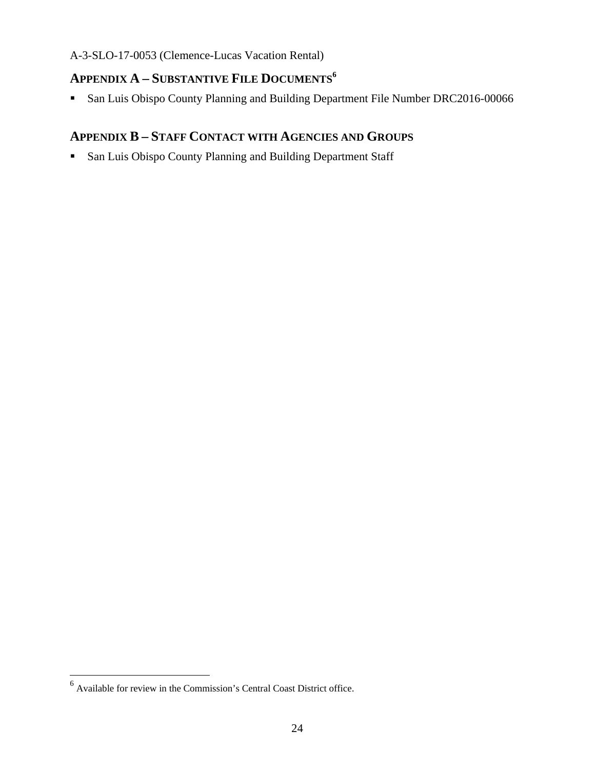## Appendix A – Substantive File Documents[6]

- San Luis Obispo County Planning and Building Department File Number DRC2016-00066

## Appendix B – Staff Contact with Agencies and Groups

- San Luis Obispo County Planning and Building Department Staff

[6] Available for review in the Commission's Central Coast District office.